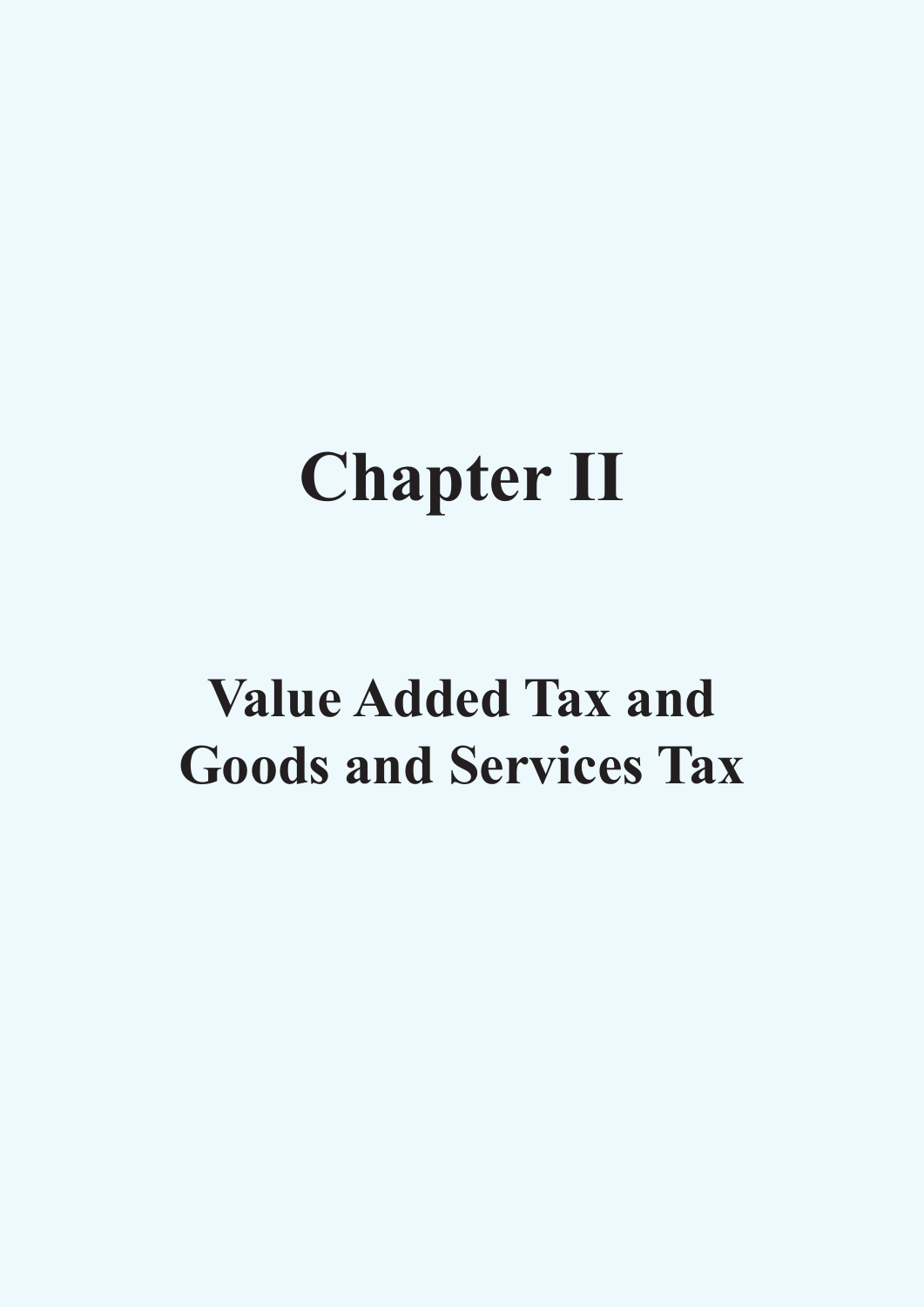# Chapter II

## Value Added Tax and Goods and Services Tax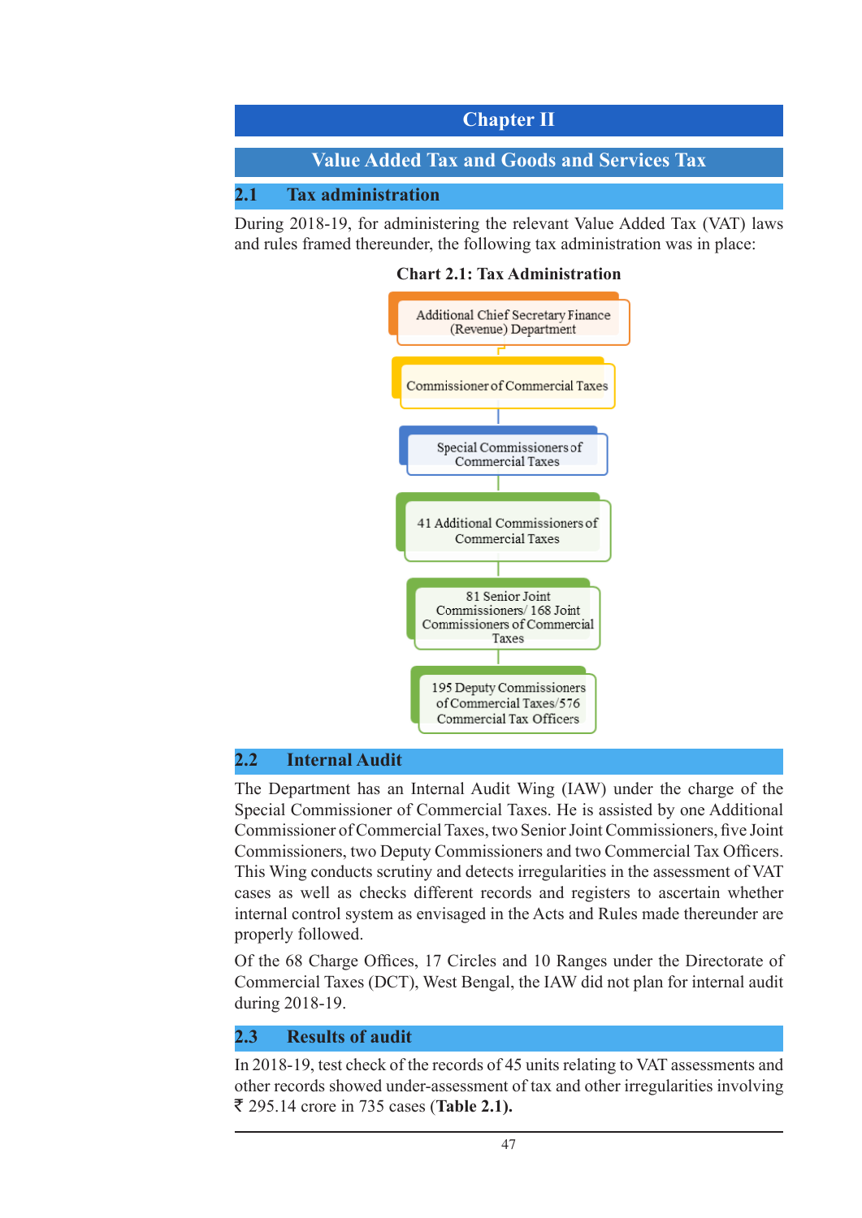# Chapter II

## Value Added Tax and Goods and Services Tax

### 2.1 Tax administration

During 2018-19, for administering the relevant Value Added Tax (VAT) laws and rules framed thereunder, the following tax administration was in place:

**Chart 2.1: Tax Administration**

Additional Chief Secretary Finance (Revenue) Department

Commissioner of Commercial Taxes

Special Commissioners of Commercial Taxes

41 Additional Commissioners of Commercial Taxes

81 Senior Joint Commissioners/ 168 Joint Commissioners of Commercial Taxes

195 Deputy Commissioners of Commercial Taxes/576 Commercial Tax Officers

### 2.2 Internal Audit

The Department has an Internal Audit Wing (IAW) under the charge of the Special Commissioner of Commercial Taxes. He is assisted by one Additional Commissioner of Commercial Taxes, two Senior Joint Commissioners, five Joint Commissioners, two Deputy Commissioners and two Commercial Tax Officers. This Wing conducts scrutiny and detects irregularities in the assessment of VAT cases as well as checks different records and registers to ascertain whether internal control system as envisaged in the Acts and Rules made thereunder are properly followed.

Of the 68 Charge Offices, 17 Circles and 10 Ranges under the Directorate of Commercial Taxes (DCT), West Bengal, the IAW did not plan for internal audit during 2018-19.

### 2.3 Results of audit

In 2018-19, test check of the records of 45 units relating to VAT assessments and other records showed under-assessment of tax and other irregularities involving ₹ 295.14 crore in 735 cases (**Table 2.1**).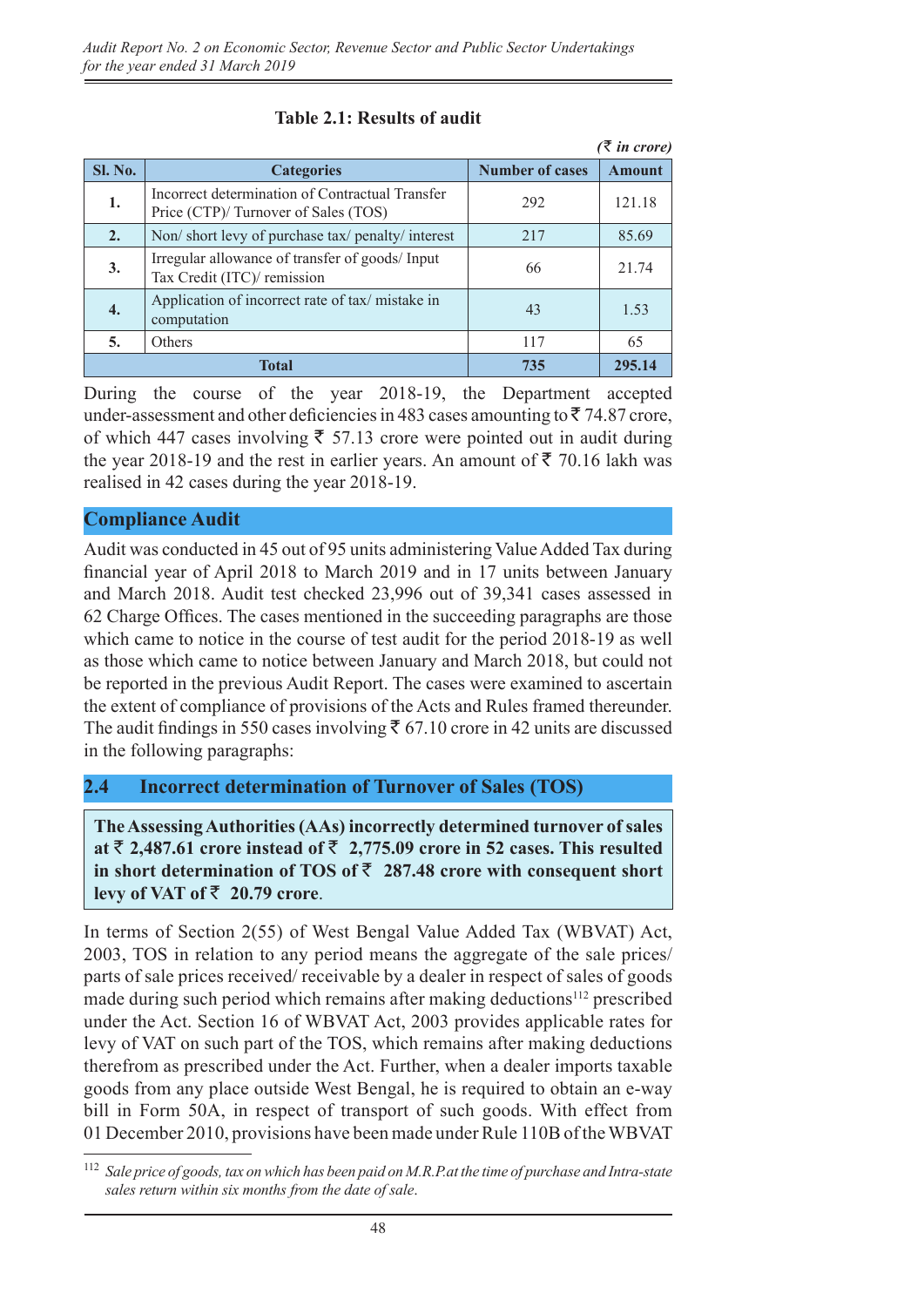**Table 2.1: Results of audit**

*(₹ in crore)*

| Sl. No. | Categories | Number of cases | Amount |
|---|---|---|---|
| 1. | Incorrect determination of Contractual Transfer Price (CTP)/ Turnover of Sales (TOS) | 292 | 121.18 |
| 2. | Non/ short levy of purchase tax/ penalty/ interest | 217 | 85.69 |
| 3. | Irregular allowance of transfer of goods/ Input Tax Credit (ITC)/ remission | 66 | 21.74 |
| 4. | Application of incorrect rate of tax/ mistake in computation | 43 | 1.53 |
| 5. | Others | 117 | 65 |
| **Total** | | **735** | **295.14** |

During the course of the year 2018-19, the Department accepted under-assessment and other deficiencies in 483 cases amounting to ₹ 74.87 crore, of which 447 cases involving ₹ 57.13 crore were pointed out in audit during the year 2018-19 and the rest in earlier years. An amount of ₹ 70.16 lakh was realised in 42 cases during the year 2018-19.

## Compliance Audit

Audit was conducted in 45 out of 95 units administering Value Added Tax during financial year of April 2018 to March 2019 and in 17 units between January and March 2018. Audit test checked 23,996 out of 39,341 cases assessed in 62 Charge Offices. The cases mentioned in the succeeding paragraphs are those which came to notice in the course of test audit for the period 2018-19 as well as those which came to notice between January and March 2018, but could not be reported in the previous Audit Report. The cases were examined to ascertain the extent of compliance of provisions of the Acts and Rules framed thereunder. The audit findings in 550 cases involving ₹ 67.10 crore in 42 units are discussed in the following paragraphs:

## 2.4 Incorrect determination of Turnover of Sales (TOS)

**The Assessing Authorities (AAs) incorrectly determined turnover of sales at ₹ 2,487.61 crore instead of ₹ 2,775.09 crore in 52 cases. This resulted in short determination of TOS of ₹ 287.48 crore with consequent short levy of VAT of ₹ 20.79 crore**.

In terms of Section 2(55) of West Bengal Value Added Tax (WBVAT) Act, 2003, TOS in relation to any period means the aggregate of the sale prices/ parts of sale prices received/ receivable by a dealer in respect of sales of goods made during such period which remains after making deductions[112] prescribed under the Act. Section 16 of WBVAT Act, 2003 provides applicable rates for levy of VAT on such part of the TOS, which remains after making deductions therefrom as prescribed under the Act. Further, when a dealer imports taxable goods from any place outside West Bengal, he is required to obtain an e-way bill in Form 50A, in respect of transport of such goods. With effect from 01 December 2010, provisions have been made under Rule 110B of the WBVAT

---

[112] *Sale price of goods, tax on which has been paid on M.R.P.at the time of purchase and Intra-state sales return within six months from the date of sale.*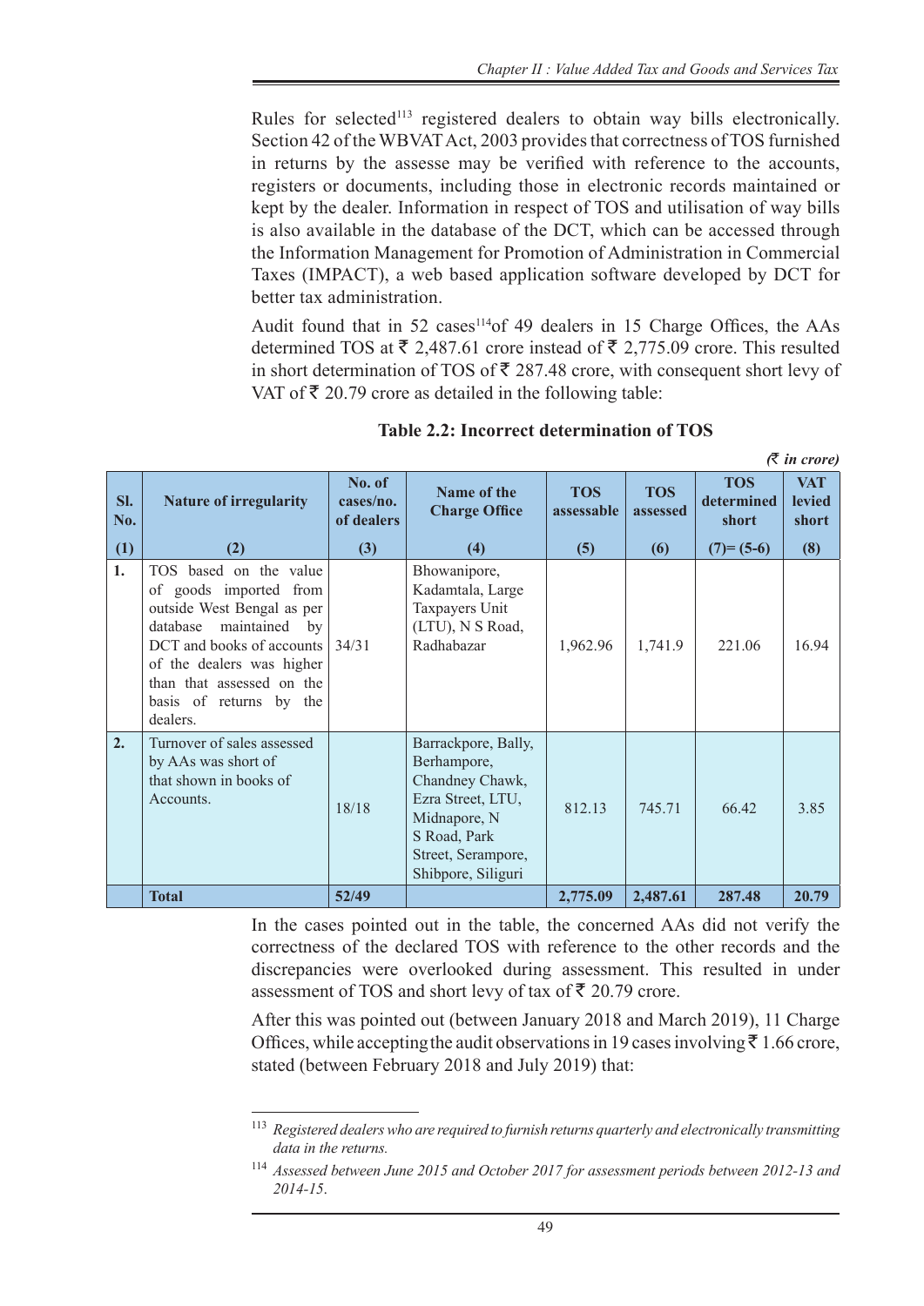Rules for selected[113] registered dealers to obtain way bills electronically. Section 42 of the WBVAT Act, 2003 provides that correctness of TOS furnished in returns by the assesse may be verified with reference to the accounts, registers or documents, including those in electronic records maintained or kept by the dealer. Information in respect of TOS and utilisation of way bills is also available in the database of the DCT, which can be accessed through the Information Management for Promotion of Administration in Commercial Taxes (IMPACT), a web based application software developed by DCT for better tax administration.

Audit found that in 52 cases[114] of 49 dealers in 15 Charge Offices, the AAs determined TOS at ₹ 2,487.61 crore instead of ₹ 2,775.09 crore. This resulted in short determination of TOS of ₹ 287.48 crore, with consequent short levy of VAT of ₹ 20.79 crore as detailed in the following table:

**Table 2.2: Incorrect determination of TOS**

*(₹ in crore)*

| Sl. No. | Nature of irregularity | No. of cases/no. of dealers | Name of the Charge Office | TOS assessable | TOS assessed | TOS determined short | VAT levied short |
|---|---|---|---|---|---|---|---|
| (1) | (2) | (3) | (4) | (5) | (6) | (7)= (5-6) | (8) |
| 1. | TOS based on the value of goods imported from outside West Bengal as per database maintained by DCT and books of accounts of the dealers was higher than that assessed on the basis of returns by the dealers. | 34/31 | Bhowanipore, Kadamtala, Large Taxpayers Unit (LTU), N S Road, Radhabazar | 1,962.96 | 1,741.9 | 221.06 | 16.94 |
| 2. | Turnover of sales assessed by AAs was short of that shown in books of Accounts. | 18/18 | Barrackpore, Bally, Berhampore, Chandney Chawk, Ezra Street, LTU, Midnapore, N S Road, Park Street, Serampore, Shibpore, Siliguri | 812.13 | 745.71 | 66.42 | 3.85 |
| | **Total** | **52/49** | | **2,775.09** | **2,487.61** | **287.48** | **20.79** |

In the cases pointed out in the table, the concerned AAs did not verify the correctness of the declared TOS with reference to the other records and the discrepancies were overlooked during assessment. This resulted in under assessment of TOS and short levy of tax of ₹ 20.79 crore.

After this was pointed out (between January 2018 and March 2019), 11 Charge Offices, while accepting the audit observations in 19 cases involving ₹ 1.66 crore, stated (between February 2018 and July 2019) that:

---

[113] *Registered dealers who are required to furnish returns quarterly and electronically transmitting data in the returns.*

[114] *Assessed between June 2015 and October 2017 for assessment periods between 2012-13 and 2014-15.*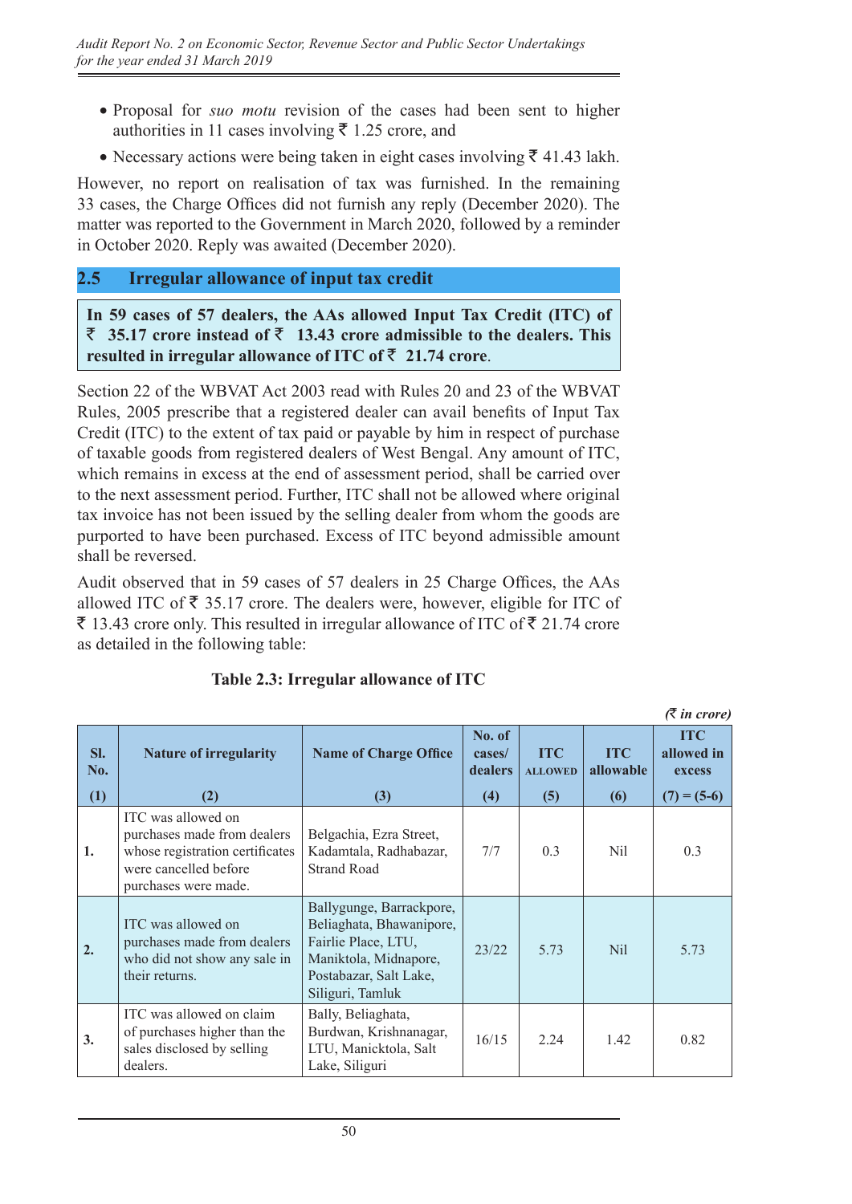- Proposal for *suo motu* revision of the cases had been sent to higher authorities in 11 cases involving ₹ 1.25 crore, and
- Necessary actions were being taken in eight cases involving ₹ 41.43 lakh.

However, no report on realisation of tax was furnished. In the remaining 33 cases, the Charge Offices did not furnish any reply (December 2020). The matter was reported to the Government in March 2020, followed by a reminder in October 2020. Reply was awaited (December 2020).

## 2.5 Irregular allowance of input tax credit

**In 59 cases of 57 dealers, the AAs allowed Input Tax Credit (ITC) of ₹ 35.17 crore instead of ₹ 13.43 crore admissible to the dealers. This resulted in irregular allowance of ITC of ₹ 21.74 crore.**

Section 22 of the WBVAT Act 2003 read with Rules 20 and 23 of the WBVAT Rules, 2005 prescribe that a registered dealer can avail benefits of Input Tax Credit (ITC) to the extent of tax paid or payable by him in respect of purchase of taxable goods from registered dealers of West Bengal. Any amount of ITC, which remains in excess at the end of assessment period, shall be carried over to the next assessment period. Further, ITC shall not be allowed where original tax invoice has not been issued by the selling dealer from whom the goods are purported to have been purchased. Excess of ITC beyond admissible amount shall be reversed.

Audit observed that in 59 cases of 57 dealers in 25 Charge Offices, the AAs allowed ITC of ₹ 35.17 crore. The dealers were, however, eligible for ITC of ₹ 13.43 crore only. This resulted in irregular allowance of ITC of ₹ 21.74 crore as detailed in the following table:

**Table 2.3: Irregular allowance of ITC**

*(₹ in crore)*

| Sl. No. (1) | Nature of irregularity (2) | Name of Charge Office (3) | No. of cases/ dealers (4) | ITC ALLOWED (5) | ITC allowable (6) | ITC allowed in excess (7) = (5-6) |
|---|---|---|---|---|---|---|
| 1. | ITC was allowed on purchases made from dealers whose registration certificates were cancelled before purchases were made. | Belgachia, Ezra Street, Kadamtala, Radhabazar, Strand Road | 7/7 | 0.3 | Nil | 0.3 |
| 2. | ITC was allowed on purchases made from dealers who did not show any sale in their returns. | Ballygunge, Barrackpore, Beliaghata, Bhawanipore, Fairlie Place, LTU, Maniktola, Midnapore, Postabazar, Salt Lake, Siliguri, Tamluk | 23/22 | 5.73 | Nil | 5.73 |
| 3. | ITC was allowed on claim of purchases higher than the sales disclosed by selling dealers. | Bally, Beliaghata, Burdwan, Krishnanagar, LTU, Manicktola, Salt Lake, Siliguri | 16/15 | 2.24 | 1.42 | 0.82 |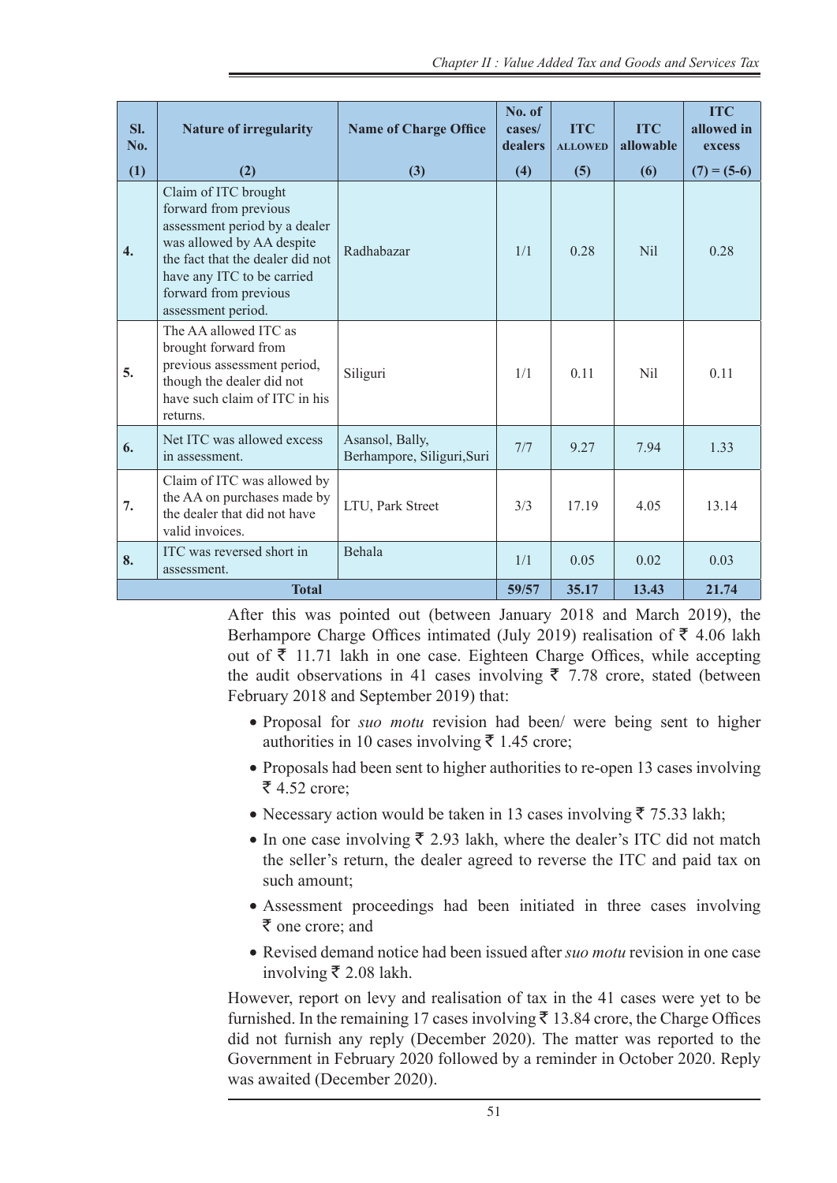| Sl. No. | Nature of irregularity | Name of Charge Office | No. of cases/ dealers | ITC ALLOWED | ITC allowable | ITC allowed in excess |
|---|---|---|---|---|---|---|
| (1) | (2) | (3) | (4) | (5) | (6) | (7) = (5-6) |
| 4. | Claim of ITC brought forward from previous assessment period by a dealer was allowed by AA despite the fact that the dealer did not have any ITC to be carried forward from previous assessment period. | Radhabazar | 1/1 | 0.28 | Nil | 0.28 |
| 5. | The AA allowed ITC as brought forward from previous assessment period, though the dealer did not have such claim of ITC in his returns. | Siliguri | 1/1 | 0.11 | Nil | 0.11 |
| 6. | Net ITC was allowed excess in assessment. | Asansol, Bally, Berhampore, Siliguri,Suri | 7/7 | 9.27 | 7.94 | 1.33 |
| 7. | Claim of ITC was allowed by the AA on purchases made by the dealer that did not have valid invoices. | LTU, Park Street | 3/3 | 17.19 | 4.05 | 13.14 |
| 8. | ITC was reversed short in assessment. | Behala | 1/1 | 0.05 | 0.02 | 0.03 |
| **Total** | | | **59/57** | **35.17** | **13.43** | **21.74** |

After this was pointed out (between January 2018 and March 2019), the Berhampore Charge Offices intimated (July 2019) realisation of ₹ 4.06 lakh out of ₹ 11.71 lakh in one case. Eighteen Charge Offices, while accepting the audit observations in 41 cases involving ₹ 7.78 crore, stated (between February 2018 and September 2019) that:

- Proposal for *suo motu* revision had been/ were being sent to higher authorities in 10 cases involving ₹ 1.45 crore;
- Proposals had been sent to higher authorities to re-open 13 cases involving ₹ 4.52 crore;
- Necessary action would be taken in 13 cases involving ₹ 75.33 lakh;
- In one case involving ₹ 2.93 lakh, where the dealer's ITC did not match the seller's return, the dealer agreed to reverse the ITC and paid tax on such amount;
- Assessment proceedings had been initiated in three cases involving ₹ one crore; and
- Revised demand notice had been issued after *suo motu* revision in one case involving ₹ 2.08 lakh.

However, report on levy and realisation of tax in the 41 cases were yet to be furnished. In the remaining 17 cases involving ₹ 13.84 crore, the Charge Offices did not furnish any reply (December 2020). The matter was reported to the Government in February 2020 followed by a reminder in October 2020. Reply was awaited (December 2020).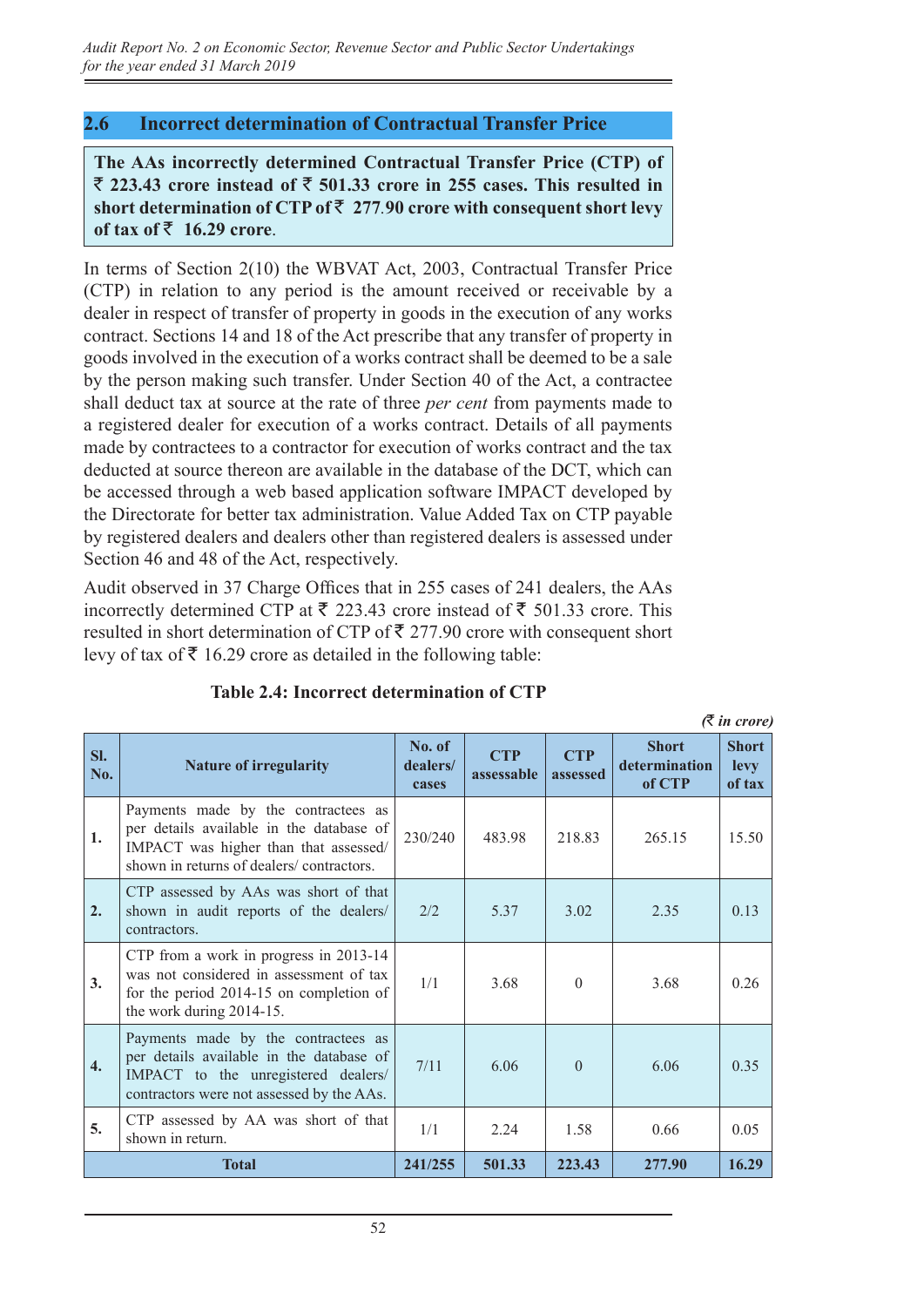## 2.6 Incorrect determination of Contractual Transfer Price

**The AAs incorrectly determined Contractual Transfer Price (CTP) of ₹ 223.43 crore instead of ₹ 501.33 crore in 255 cases. This resulted in short determination of CTP of ₹ 277.90 crore with consequent short levy of tax of ₹ 16.29 crore**.

In terms of Section 2(10) the WBVAT Act, 2003, Contractual Transfer Price (CTP) in relation to any period is the amount received or receivable by a dealer in respect of transfer of property in goods in the execution of any works contract. Sections 14 and 18 of the Act prescribe that any transfer of property in goods involved in the execution of a works contract shall be deemed to be a sale by the person making such transfer. Under Section 40 of the Act, a contractee shall deduct tax at source at the rate of three *per cent* from payments made to a registered dealer for execution of a works contract. Details of all payments made by contractees to a contractor for execution of works contract and the tax deducted at source thereon are available in the database of the DCT, which can be accessed through a web based application software IMPACT developed by the Directorate for better tax administration. Value Added Tax on CTP payable by registered dealers and dealers other than registered dealers is assessed under Section 46 and 48 of the Act, respectively.

Audit observed in 37 Charge Offices that in 255 cases of 241 dealers, the AAs incorrectly determined CTP at ₹ 223.43 crore instead of ₹ 501.33 crore. This resulted in short determination of CTP of ₹ 277.90 crore with consequent short levy of tax of ₹ 16.29 crore as detailed in the following table:

**Table 2.4: Incorrect determination of CTP**

*(₹ in crore)*

| Sl. No. | Nature of irregularity | No. of dealers/ cases | CTP assessable | CTP assessed | Short determination of CTP | Short levy of tax |
|---|---|---|---|---|---|---|
| 1. | Payments made by the contractees as per details available in the database of IMPACT was higher than that assessed/ shown in returns of dealers/ contractors. | 230/240 | 483.98 | 218.83 | 265.15 | 15.50 |
| 2. | CTP assessed by AAs was short of that shown in audit reports of the dealers/ contractors. | 2/2 | 5.37 | 3.02 | 2.35 | 0.13 |
| 3. | CTP from a work in progress in 2013-14 was not considered in assessment of tax for the period 2014-15 on completion of the work during 2014-15. | 1/1 | 3.68 | 0 | 3.68 | 0.26 |
| 4. | Payments made by the contractees as per details available in the database of IMPACT to the unregistered dealers/ contractors were not assessed by the AAs. | 7/11 | 6.06 | 0 | 6.06 | 0.35 |
| 5. | CTP assessed by AA was short of that shown in return. | 1/1 | 2.24 | 1.58 | 0.66 | 0.05 |
| | **Total** | **241/255** | **501.33** | **223.43** | **277.90** | **16.29** |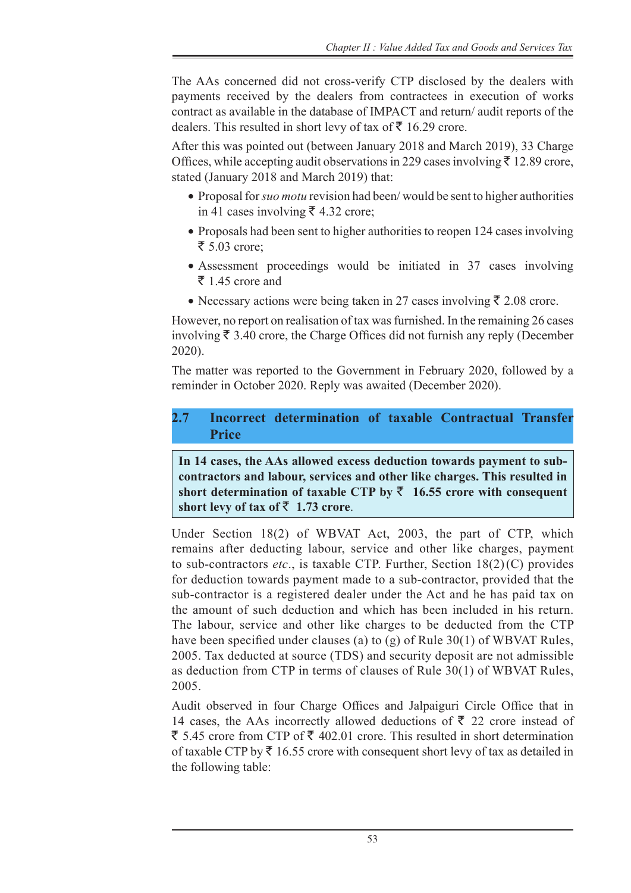The AAs concerned did not cross-verify CTP disclosed by the dealers with payments received by the dealers from contractees in execution of works contract as available in the database of IMPACT and return/ audit reports of the dealers. This resulted in short levy of tax of ₹ 16.29 crore.

After this was pointed out (between January 2018 and March 2019), 33 Charge Offices, while accepting audit observations in 229 cases involving ₹ 12.89 crore, stated (January 2018 and March 2019) that:

- Proposal for *suo motu* revision had been/ would be sent to higher authorities in 41 cases involving ₹ 4.32 crore;
- Proposals had been sent to higher authorities to reopen 124 cases involving ₹ 5.03 crore;
- Assessment proceedings would be initiated in 37 cases involving ₹ 1.45 crore and
- Necessary actions were being taken in 27 cases involving ₹ 2.08 crore.

However, no report on realisation of tax was furnished. In the remaining 26 cases involving ₹ 3.40 crore, the Charge Offices did not furnish any reply (December 2020).

The matter was reported to the Government in February 2020, followed by a reminder in October 2020. Reply was awaited (December 2020).

## 2.7 Incorrect determination of taxable Contractual Transfer Price

**In 14 cases, the AAs allowed excess deduction towards payment to sub-contractors and labour, services and other like charges. This resulted in short determination of taxable CTP by ₹ 16.55 crore with consequent short levy of tax of ₹ 1.73 crore**.

Under Section 18(2) of WBVAT Act, 2003, the part of CTP, which remains after deducting labour, service and other like charges, payment to sub-contractors *etc*., is taxable CTP. Further, Section 18(2)(C) provides for deduction towards payment made to a sub-contractor, provided that the sub-contractor is a registered dealer under the Act and he has paid tax on the amount of such deduction and which has been included in his return. The labour, service and other like charges to be deducted from the CTP have been specified under clauses (a) to (g) of Rule 30(1) of WBVAT Rules, 2005. Tax deducted at source (TDS) and security deposit are not admissible as deduction from CTP in terms of clauses of Rule 30(1) of WBVAT Rules, 2005.

Audit observed in four Charge Offices and Jalpaiguri Circle Office that in 14 cases, the AAs incorrectly allowed deductions of ₹ 22 crore instead of ₹ 5.45 crore from CTP of ₹ 402.01 crore. This resulted in short determination of taxable CTP by ₹ 16.55 crore with consequent short levy of tax as detailed in the following table: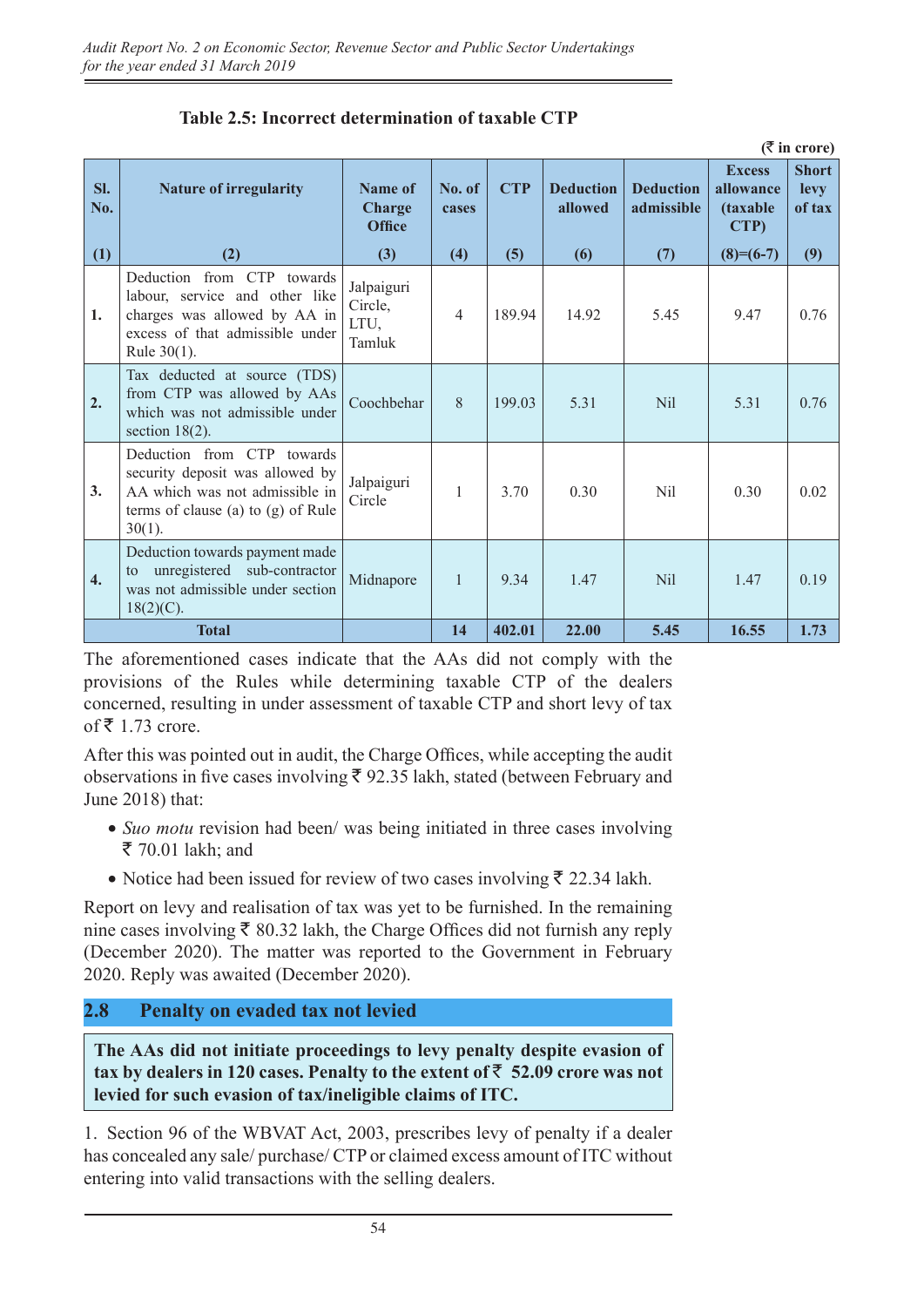**Table 2.5: Incorrect determination of taxable CTP**

(₹ in crore)

| Sl. No. | Nature of irregularity | Name of Charge Office | No. of cases | CTP | Deduction allowed | Deduction admissible | Excess allowance (taxable CTP) | Short levy of tax |
|---|---|---|---|---|---|---|---|---|
| (1) | (2) | (3) | (4) | (5) | (6) | (7) | (8)=(6-7) | (9) |
| 1. | Deduction from CTP towards labour, service and other like charges was allowed by AA in excess of that admissible under Rule 30(1). | Jalpaiguri Circle, LTU, Tamluk | 4 | 189.94 | 14.92 | 5.45 | 9.47 | 0.76 |
| 2. | Tax deducted at source (TDS) from CTP was allowed by AAs which was not admissible under section 18(2). | Coochbehar | 8 | 199.03 | 5.31 | Nil | 5.31 | 0.76 |
| 3. | Deduction from CTP towards security deposit was allowed by AA which was not admissible in terms of clause (a) to (g) of Rule 30(1). | Jalpaiguri Circle | 1 | 3.70 | 0.30 | Nil | 0.30 | 0.02 |
| 4. | Deduction towards payment made to unregistered sub-contractor was not admissible under section 18(2)(C). | Midnapore | 1 | 9.34 | 1.47 | Nil | 1.47 | 0.19 |
| | **Total** | | **14** | **402.01** | **22.00** | **5.45** | **16.55** | **1.73** |

The aforementioned cases indicate that the AAs did not comply with the provisions of the Rules while determining taxable CTP of the dealers concerned, resulting in under assessment of taxable CTP and short levy of tax of ₹ 1.73 crore.

After this was pointed out in audit, the Charge Offices, while accepting the audit observations in five cases involving ₹ 92.35 lakh, stated (between February and June 2018) that:

- *Suo motu* revision had been/ was being initiated in three cases involving ₹ 70.01 lakh; and
- Notice had been issued for review of two cases involving ₹ 22.34 lakh.

Report on levy and realisation of tax was yet to be furnished. In the remaining nine cases involving ₹ 80.32 lakh, the Charge Offices did not furnish any reply (December 2020). The matter was reported to the Government in February 2020. Reply was awaited (December 2020).

## 2.8 Penalty on evaded tax not levied

**The AAs did not initiate proceedings to levy penalty despite evasion of tax by dealers in 120 cases. Penalty to the extent of ₹ 52.09 crore was not levied for such evasion of tax/ineligible claims of ITC.**

1. Section 96 of the WBVAT Act, 2003, prescribes levy of penalty if a dealer has concealed any sale/ purchase/ CTP or claimed excess amount of ITC without entering into valid transactions with the selling dealers.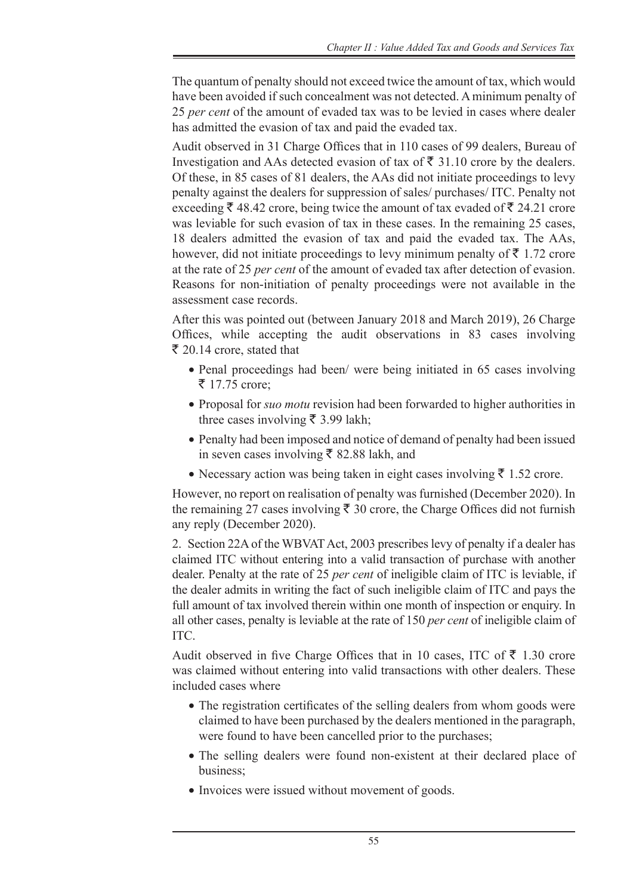The quantum of penalty should not exceed twice the amount of tax, which would have been avoided if such concealment was not detected. A minimum penalty of 25 *per cent* of the amount of evaded tax was to be levied in cases where dealer has admitted the evasion of tax and paid the evaded tax.

Audit observed in 31 Charge Offices that in 110 cases of 99 dealers, Bureau of Investigation and AAs detected evasion of tax of ₹ 31.10 crore by the dealers. Of these, in 85 cases of 81 dealers, the AAs did not initiate proceedings to levy penalty against the dealers for suppression of sales/ purchases/ ITC. Penalty not exceeding ₹ 48.42 crore, being twice the amount of tax evaded of ₹ 24.21 crore was leviable for such evasion of tax in these cases. In the remaining 25 cases, 18 dealers admitted the evasion of tax and paid the evaded tax. The AAs, however, did not initiate proceedings to levy minimum penalty of ₹ 1.72 crore at the rate of 25 *per cent* of the amount of evaded tax after detection of evasion. Reasons for non-initiation of penalty proceedings were not available in the assessment case records.

After this was pointed out (between January 2018 and March 2019), 26 Charge Offices, while accepting the audit observations in 83 cases involving ₹ 20.14 crore, stated that

- Penal proceedings had been/ were being initiated in 65 cases involving ₹ 17.75 crore;
- Proposal for *suo motu* revision had been forwarded to higher authorities in three cases involving ₹ 3.99 lakh;
- Penalty had been imposed and notice of demand of penalty had been issued in seven cases involving ₹ 82.88 lakh, and
- Necessary action was being taken in eight cases involving ₹ 1.52 crore.

However, no report on realisation of penalty was furnished (December 2020). In the remaining 27 cases involving ₹ 30 crore, the Charge Offices did not furnish any reply (December 2020).

2. Section 22A of the WBVAT Act, 2003 prescribes levy of penalty if a dealer has claimed ITC without entering into a valid transaction of purchase with another dealer. Penalty at the rate of 25 *per cent* of ineligible claim of ITC is leviable, if the dealer admits in writing the fact of such ineligible claim of ITC and pays the full amount of tax involved therein within one month of inspection or enquiry. In all other cases, penalty is leviable at the rate of 150 *per cent* of ineligible claim of ITC.

Audit observed in five Charge Offices that in 10 cases, ITC of ₹ 1.30 crore was claimed without entering into valid transactions with other dealers. These included cases where

- The registration certificates of the selling dealers from whom goods were claimed to have been purchased by the dealers mentioned in the paragraph, were found to have been cancelled prior to the purchases;
- The selling dealers were found non-existent at their declared place of business;
- Invoices were issued without movement of goods.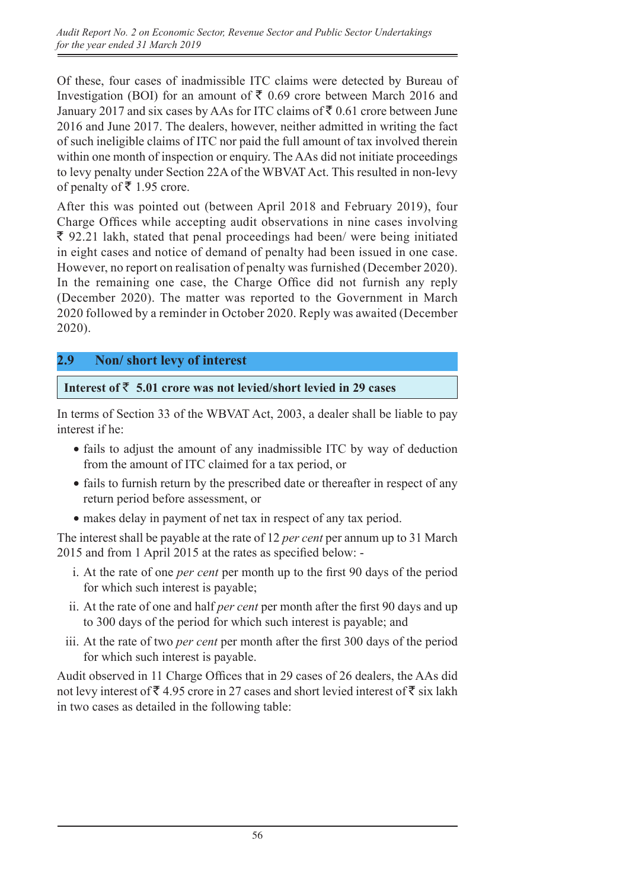Of these, four cases of inadmissible ITC claims were detected by Bureau of Investigation (BOI) for an amount of ₹ 0.69 crore between March 2016 and January 2017 and six cases by AAs for ITC claims of ₹ 0.61 crore between June 2016 and June 2017. The dealers, however, neither admitted in writing the fact of such ineligible claims of ITC nor paid the full amount of tax involved therein within one month of inspection or enquiry. The AAs did not initiate proceedings to levy penalty under Section 22A of the WBVAT Act. This resulted in non-levy of penalty of ₹ 1.95 crore.

After this was pointed out (between April 2018 and February 2019), four Charge Offices while accepting audit observations in nine cases involving ₹ 92.21 lakh, stated that penal proceedings had been/ were being initiated in eight cases and notice of demand of penalty had been issued in one case. However, no report on realisation of penalty was furnished (December 2020). In the remaining one case, the Charge Office did not furnish any reply (December 2020). The matter was reported to the Government in March 2020 followed by a reminder in October 2020. Reply was awaited (December 2020).

## 2.9 Non/ short levy of interest

**Interest of ₹ 5.01 crore was not levied/short levied in 29 cases**

In terms of Section 33 of the WBVAT Act, 2003, a dealer shall be liable to pay interest if he:

- fails to adjust the amount of any inadmissible ITC by way of deduction from the amount of ITC claimed for a tax period, or
- fails to furnish return by the prescribed date or thereafter in respect of any return period before assessment, or
- makes delay in payment of net tax in respect of any tax period.

The interest shall be payable at the rate of 12 *per cent* per annum up to 31 March 2015 and from 1 April 2015 at the rates as specified below: -

i. At the rate of one *per cent* per month up to the first 90 days of the period for which such interest is payable;
ii. At the rate of one and half *per cent* per month after the first 90 days and up to 300 days of the period for which such interest is payable; and
iii. At the rate of two *per cent* per month after the first 300 days of the period for which such interest is payable.

Audit observed in 11 Charge Offices that in 29 cases of 26 dealers, the AAs did not levy interest of ₹ 4.95 crore in 27 cases and short levied interest of ₹ six lakh in two cases as detailed in the following table: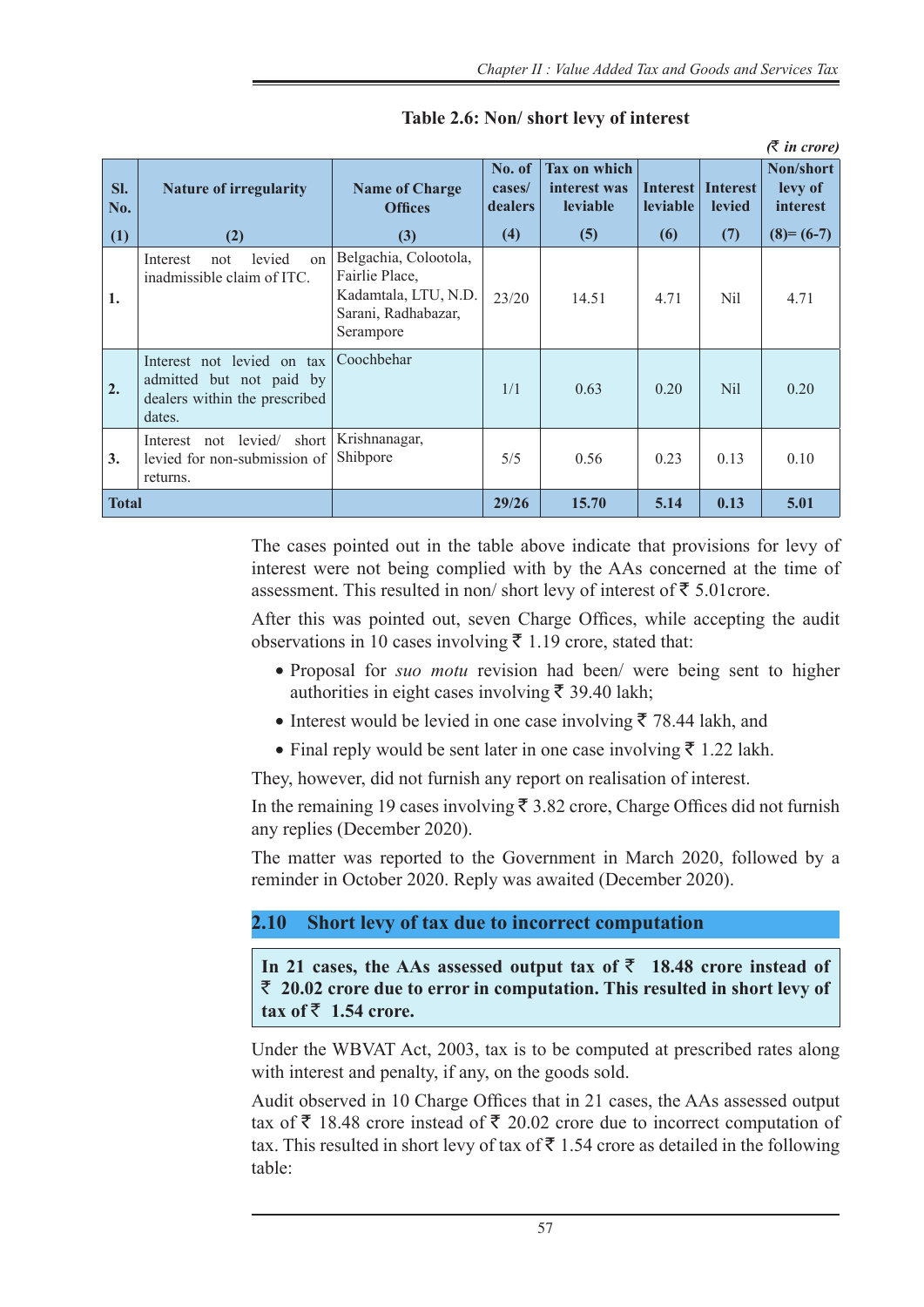**Table 2.6: Non/ short levy of interest**

*(₹ in crore)*

| Sl. No. (1) | Nature of irregularity (2) | Name of Charge Offices (3) | No. of cases/ dealers (4) | Tax on which interest was leviable (5) | Interest leviable (6) | Interest levied (7) | Non/short levy of interest (8)= (6-7) |
|---|---|---|---|---|---|---|---|
| 1. | Interest not levied on inadmissible claim of ITC. | Belgachia, Colootola, Fairlie Place, Kadamtala, LTU, N.D. Sarani, Radhabazar, Serampore | 23/20 | 14.51 | 4.71 | Nil | 4.71 |
| 2. | Interest not levied on tax admitted but not paid by dealers within the prescribed dates. | Coochbehar | 1/1 | 0.63 | 0.20 | Nil | 0.20 |
| 3. | Interest not levied/ short levied for non-submission of returns. | Krishnanagar, Shibpore | 5/5 | 0.56 | 0.23 | 0.13 | 0.10 |
| **Total** | | | **29/26** | **15.70** | **5.14** | **0.13** | **5.01** |

The cases pointed out in the table above indicate that provisions for levy of interest were not being complied with by the AAs concerned at the time of assessment. This resulted in non/ short levy of interest of ₹ 5.01crore.

After this was pointed out, seven Charge Offices, while accepting the audit observations in 10 cases involving ₹ 1.19 crore, stated that:

- Proposal for *suo motu* revision had been/ were being sent to higher authorities in eight cases involving ₹ 39.40 lakh;
- Interest would be levied in one case involving ₹ 78.44 lakh, and
- Final reply would be sent later in one case involving ₹ 1.22 lakh.

They, however, did not furnish any report on realisation of interest.

In the remaining 19 cases involving ₹ 3.82 crore, Charge Offices did not furnish any replies (December 2020).

The matter was reported to the Government in March 2020, followed by a reminder in October 2020. Reply was awaited (December 2020).

## 2.10 Short levy of tax due to incorrect computation

**In 21 cases, the AAs assessed output tax of ₹ 18.48 crore instead of ₹ 20.02 crore due to error in computation. This resulted in short levy of tax of ₹ 1.54 crore.**

Under the WBVAT Act, 2003, tax is to be computed at prescribed rates along with interest and penalty, if any, on the goods sold.

Audit observed in 10 Charge Offices that in 21 cases, the AAs assessed output tax of ₹ 18.48 crore instead of ₹ 20.02 crore due to incorrect computation of tax. This resulted in short levy of tax of ₹ 1.54 crore as detailed in the following table: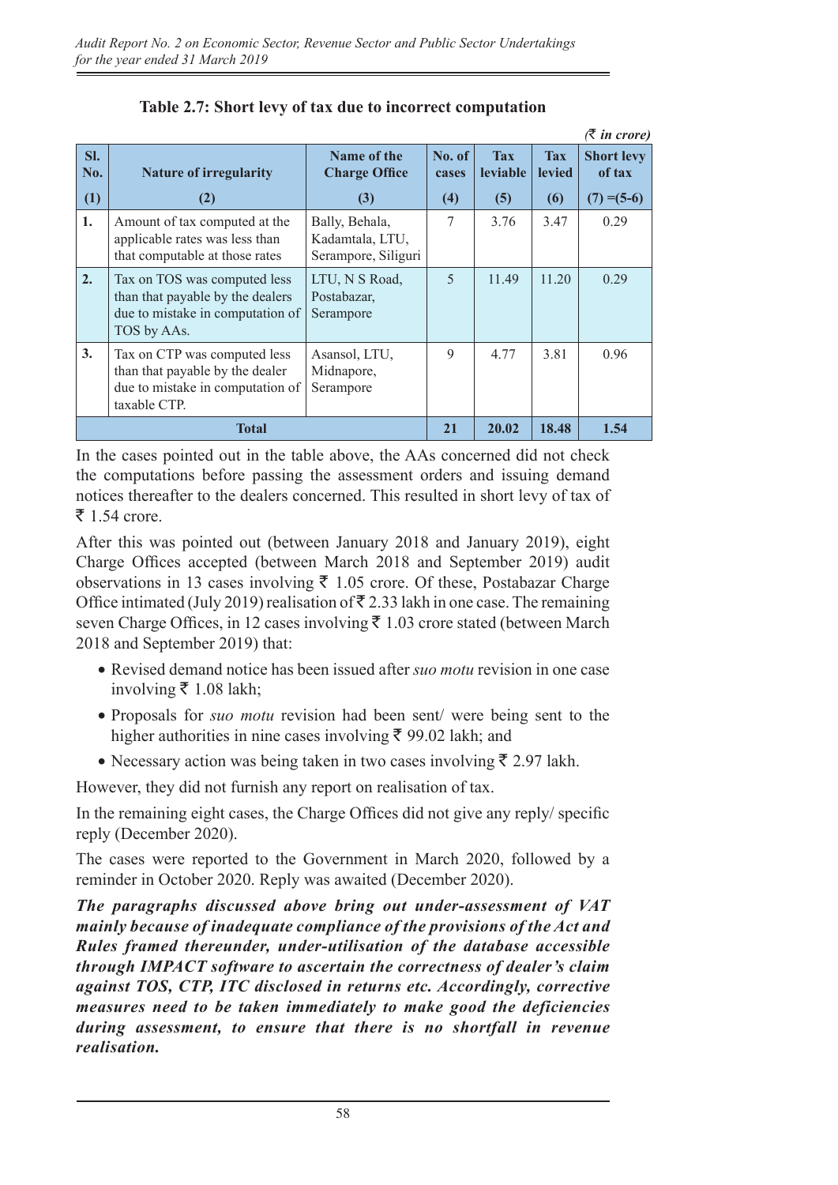**Table 2.7: Short levy of tax due to incorrect computation**

(₹ *in crore*)

| Sl. No. | Nature of irregularity | Name of the Charge Office | No. of cases | Tax leviable | Tax levied | Short levy of tax |
|---|---|---|---|---|---|---|
| (1) | (2) | (3) | (4) | (5) | (6) | (7) =(5-6) |
| 1. | Amount of tax computed at the applicable rates was less than that computable at those rates | Bally, Behala, Kadamtala, LTU, Serampore, Siliguri | 7 | 3.76 | 3.47 | 0.29 |
| 2. | Tax on TOS was computed less than that payable by the dealers due to mistake in computation of TOS by AAs. | LTU, N S Road, Postabazar, Serampore | 5 | 11.49 | 11.20 | 0.29 |
| 3. | Tax on CTP was computed less than that payable by the dealer due to mistake in computation of taxable CTP. | Asansol, LTU, Midnapore, Serampore | 9 | 4.77 | 3.81 | 0.96 |
| **Total** | | | **21** | **20.02** | **18.48** | **1.54** |

In the cases pointed out in the table above, the AAs concerned did not check the computations before passing the assessment orders and issuing demand notices thereafter to the dealers concerned. This resulted in short levy of tax of ₹ 1.54 crore.

After this was pointed out (between January 2018 and January 2019), eight Charge Offices accepted (between March 2018 and September 2019) audit observations in 13 cases involving ₹ 1.05 crore. Of these, Postabazar Charge Office intimated (July 2019) realisation of ₹ 2.33 lakh in one case. The remaining seven Charge Offices, in 12 cases involving ₹ 1.03 crore stated (between March 2018 and September 2019) that:

- Revised demand notice has been issued after *suo motu* revision in one case involving ₹ 1.08 lakh;
- Proposals for *suo motu* revision had been sent/ were being sent to the higher authorities in nine cases involving ₹ 99.02 lakh; and
- Necessary action was being taken in two cases involving ₹ 2.97 lakh.

However, they did not furnish any report on realisation of tax.

In the remaining eight cases, the Charge Offices did not give any reply/ specific reply (December 2020).

The cases were reported to the Government in March 2020, followed by a reminder in October 2020. Reply was awaited (December 2020).

***The paragraphs discussed above bring out under-assessment of VAT mainly because of inadequate compliance of the provisions of the Act and Rules framed thereunder, under-utilisation of the database accessible through IMPACT software to ascertain the correctness of dealer's claim against TOS, CTP, ITC disclosed in returns etc. Accordingly, corrective measures need to be taken immediately to make good the deficiencies during assessment, to ensure that there is no shortfall in revenue realisation.***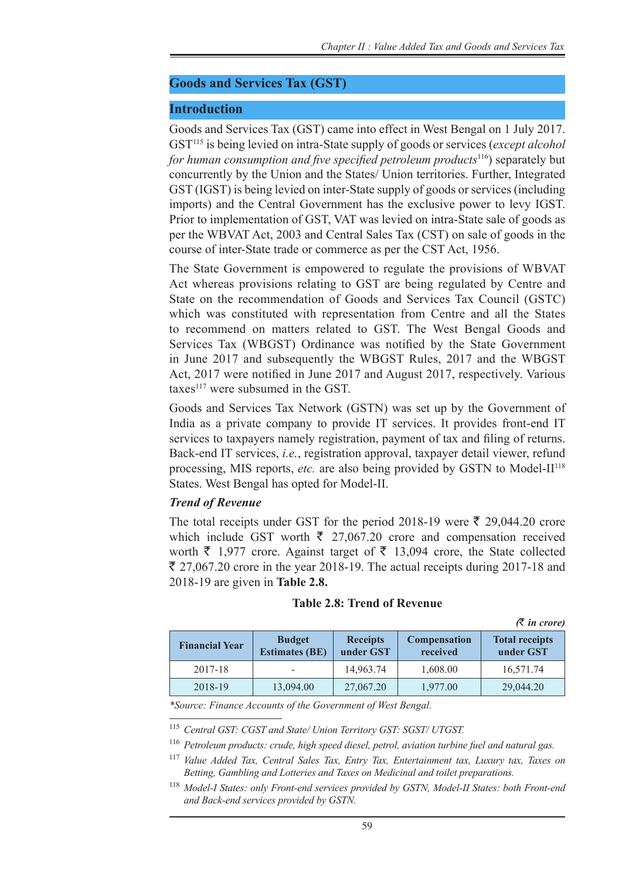## Goods and Services Tax (GST)

### Introduction

Goods and Services Tax (GST) came into effect in West Bengal on 1 July 2017. GST[115] is being levied on intra-State supply of goods or services (*except alcohol for human consumption and five specified petroleum products*[116]) separately but concurrently by the Union and the States/ Union territories. Further, Integrated GST (IGST) is being levied on inter-State supply of goods or services (including imports) and the Central Government has the exclusive power to levy IGST. Prior to implementation of GST, VAT was levied on intra-State sale of goods as per the WBVAT Act, 2003 and Central Sales Tax (CST) on sale of goods in the course of inter-State trade or commerce as per the CST Act, 1956.

The State Government is empowered to regulate the provisions of WBVAT Act whereas provisions relating to GST are being regulated by Centre and State on the recommendation of Goods and Services Tax Council (GSTC) which was constituted with representation from Centre and all the States to recommend on matters related to GST. The West Bengal Goods and Services Tax (WBGST) Ordinance was notified by the State Government in June 2017 and subsequently the WBGST Rules, 2017 and the WBGST Act, 2017 were notified in June 2017 and August 2017, respectively. Various taxes[117] were subsumed in the GST.

Goods and Services Tax Network (GSTN) was set up by the Government of India as a private company to provide IT services. It provides front-end IT services to taxpayers namely registration, payment of tax and filing of returns. Back-end IT services, *i.e.*, registration approval, taxpayer detail viewer, refund processing, MIS reports, *etc.* are also being provided by GSTN to Model-II[118] States. West Bengal has opted for Model-II.

***Trend of Revenue***

The total receipts under GST for the period 2018-19 were ₹ 29,044.20 crore which include GST worth ₹ 27,067.20 crore and compensation received worth ₹ 1,977 crore. Against target of ₹ 13,094 crore, the State collected ₹ 27,067.20 crore in the year 2018-19. The actual receipts during 2017-18 and 2018-19 are given in **Table 2.8.**

**Table 2.8: Trend of Revenue**

***(₹ in crore)***

| Financial Year | Budget Estimates (BE) | Receipts under GST | Compensation received | Total receipts under GST |
|---|---|---|---|---|
| 2017-18 | - | 14,963.74 | 1,608.00 | 16,571.74 |
| 2018-19 | 13,094.00 | 27,067.20 | 1,977.00 | 29,044.20 |

*\*Source: Finance Accounts of the Government of West Bengal.*

[115] *Central GST: CGST and State/ Union Territory GST: SGST/ UTGST.*

[116] *Petroleum products: crude, high speed diesel, petrol, aviation turbine fuel and natural gas.*

[117] *Value Added Tax, Central Sales Tax, Entry Tax, Entertainment tax, Luxury tax, Taxes on Betting, Gambling and Lotteries and Taxes on Medicinal and toilet preparations.*

[118] *Model-I States: only Front-end services provided by GSTN, Model-II States: both Front-end and Back-end services provided by GSTN.*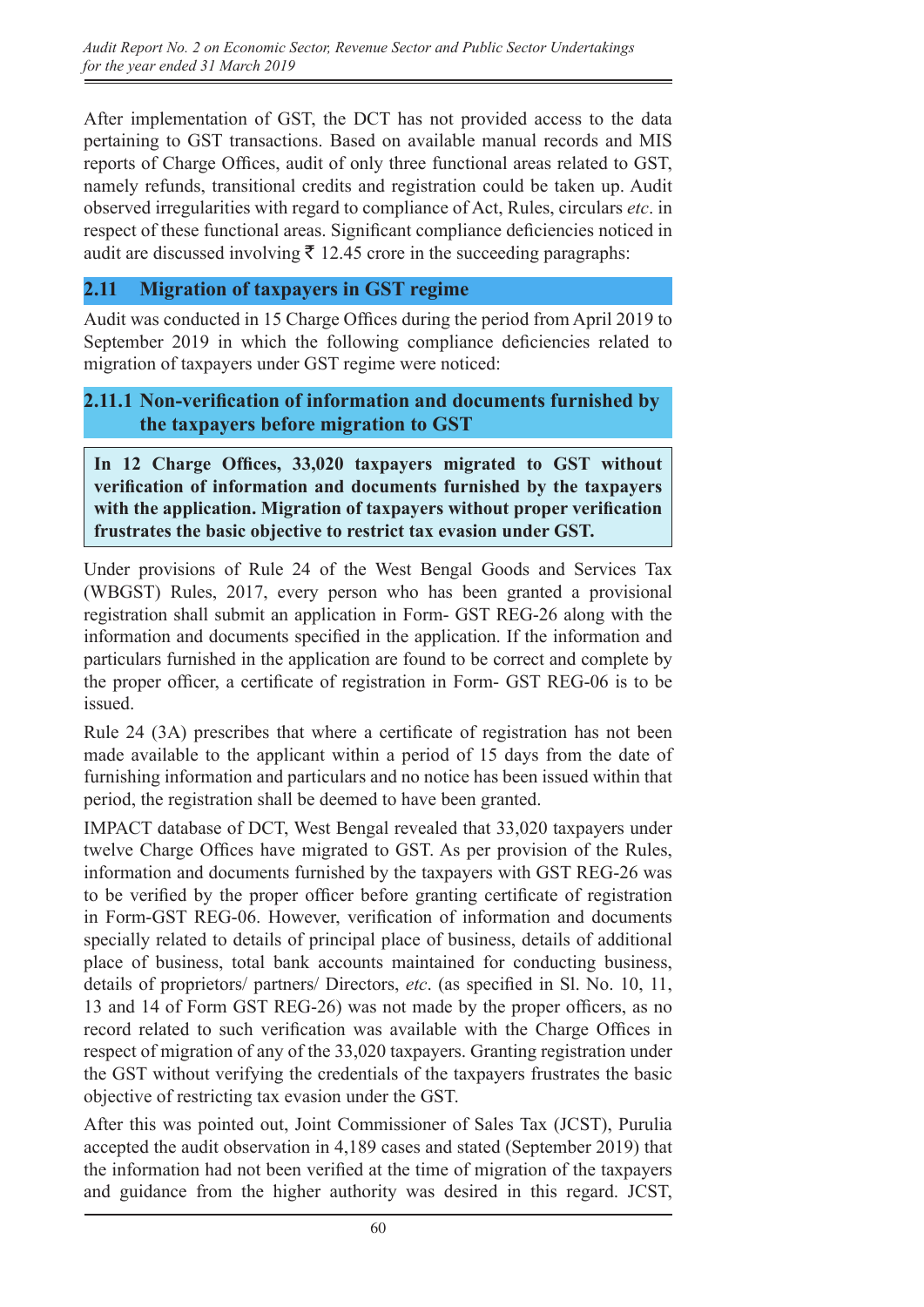After implementation of GST, the DCT has not provided access to the data pertaining to GST transactions. Based on available manual records and MIS reports of Charge Offices, audit of only three functional areas related to GST, namely refunds, transitional credits and registration could be taken up. Audit observed irregularities with regard to compliance of Act, Rules, circulars *etc*. in respect of these functional areas. Significant compliance deficiencies noticed in audit are discussed involving ₹ 12.45 crore in the succeeding paragraphs:

## 2.11 Migration of taxpayers in GST regime

Audit was conducted in 15 Charge Offices during the period from April 2019 to September 2019 in which the following compliance deficiencies related to migration of taxpayers under GST regime were noticed:

### 2.11.1 Non-verification of information and documents furnished by the taxpayers before migration to GST

**In 12 Charge Offices, 33,020 taxpayers migrated to GST without verification of information and documents furnished by the taxpayers with the application. Migration of taxpayers without proper verification frustrates the basic objective to restrict tax evasion under GST.**

Under provisions of Rule 24 of the West Bengal Goods and Services Tax (WBGST) Rules, 2017, every person who has been granted a provisional registration shall submit an application in Form- GST REG-26 along with the information and documents specified in the application. If the information and particulars furnished in the application are found to be correct and complete by the proper officer, a certificate of registration in Form- GST REG-06 is to be issued.

Rule 24 (3A) prescribes that where a certificate of registration has not been made available to the applicant within a period of 15 days from the date of furnishing information and particulars and no notice has been issued within that period, the registration shall be deemed to have been granted.

IMPACT database of DCT, West Bengal revealed that 33,020 taxpayers under twelve Charge Offices have migrated to GST. As per provision of the Rules, information and documents furnished by the taxpayers with GST REG-26 was to be verified by the proper officer before granting certificate of registration in Form-GST REG-06. However, verification of information and documents specially related to details of principal place of business, details of additional place of business, total bank accounts maintained for conducting business, details of proprietors/ partners/ Directors, *etc*. (as specified in Sl. No. 10, 11, 13 and 14 of Form GST REG-26) was not made by the proper officers, as no record related to such verification was available with the Charge Offices in respect of migration of any of the 33,020 taxpayers. Granting registration under the GST without verifying the credentials of the taxpayers frustrates the basic objective of restricting tax evasion under the GST.

After this was pointed out, Joint Commissioner of Sales Tax (JCST), Purulia accepted the audit observation in 4,189 cases and stated (September 2019) that the information had not been verified at the time of migration of the taxpayers and guidance from the higher authority was desired in this regard. JCST,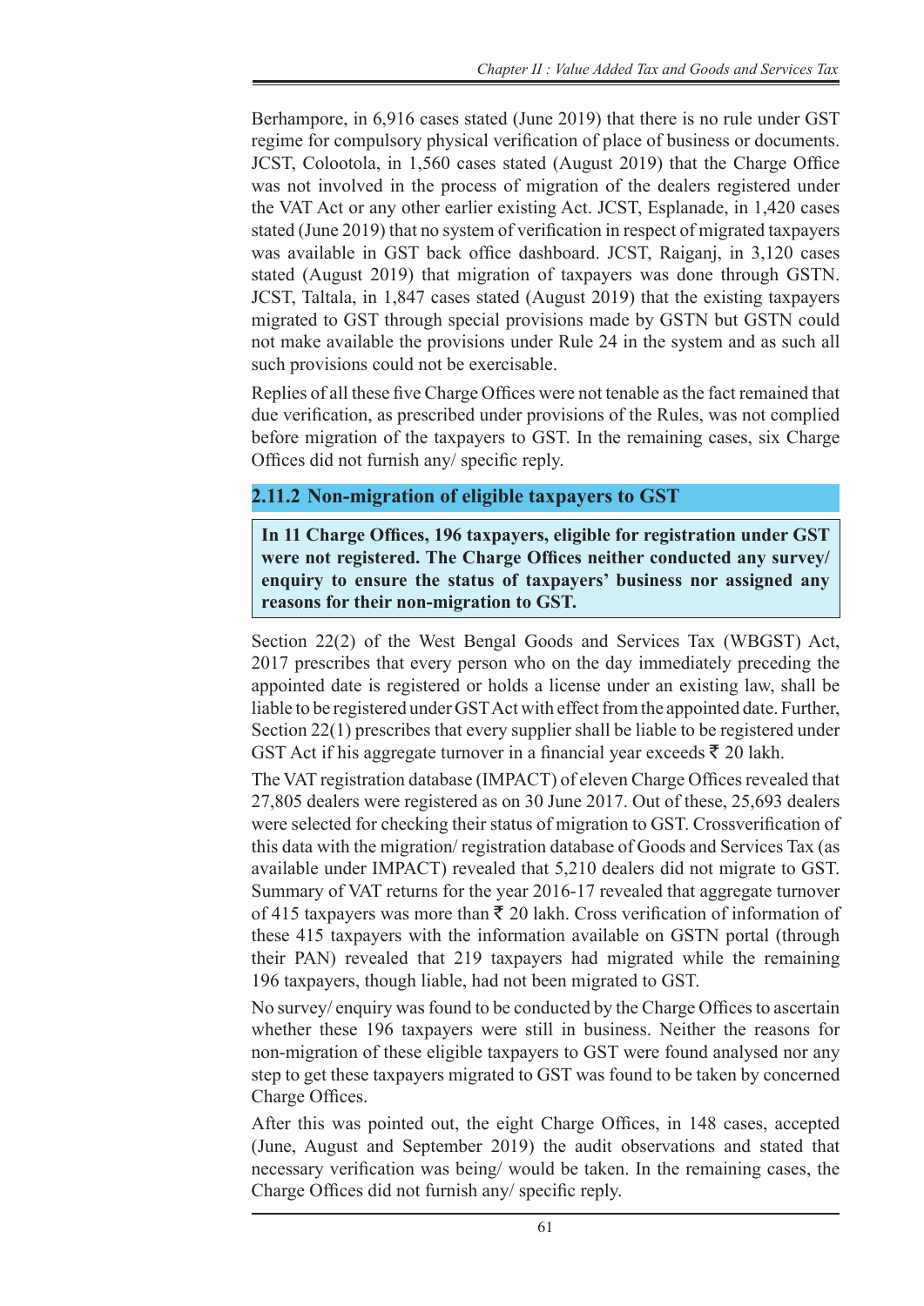Berhampore, in 6,916 cases stated (June 2019) that there is no rule under GST regime for compulsory physical verification of place of business or documents. JCST, Colootola, in 1,560 cases stated (August 2019) that the Charge Office was not involved in the process of migration of the dealers registered under the VAT Act or any other earlier existing Act. JCST, Esplanade, in 1,420 cases stated (June 2019) that no system of verification in respect of migrated taxpayers was available in GST back office dashboard. JCST, Raiganj, in 3,120 cases stated (August 2019) that migration of taxpayers was done through GSTN. JCST, Taltala, in 1,847 cases stated (August 2019) that the existing taxpayers migrated to GST through special provisions made by GSTN but GSTN could not make available the provisions under Rule 24 in the system and as such all such provisions could not be exercisable.

Replies of all these five Charge Offices were not tenable as the fact remained that due verification, as prescribed under provisions of the Rules, was not complied before migration of the taxpayers to GST. In the remaining cases, six Charge Offices did not furnish any/ specific reply.

### 2.11.2 Non-migration of eligible taxpayers to GST

**In 11 Charge Offices, 196 taxpayers, eligible for registration under GST were not registered. The Charge Offices neither conducted any survey/ enquiry to ensure the status of taxpayers' business nor assigned any reasons for their non-migration to GST.**

Section 22(2) of the West Bengal Goods and Services Tax (WBGST) Act, 2017 prescribes that every person who on the day immediately preceding the appointed date is registered or holds a license under an existing law, shall be liable to be registered under GST Act with effect from the appointed date. Further, Section 22(1) prescribes that every supplier shall be liable to be registered under GST Act if his aggregate turnover in a financial year exceeds ₹ 20 lakh.

The VAT registration database (IMPACT) of eleven Charge Offices revealed that 27,805 dealers were registered as on 30 June 2017. Out of these, 25,693 dealers were selected for checking their status of migration to GST. Crossverification of this data with the migration/ registration database of Goods and Services Tax (as available under IMPACT) revealed that 5,210 dealers did not migrate to GST. Summary of VAT returns for the year 2016-17 revealed that aggregate turnover of 415 taxpayers was more than ₹ 20 lakh. Cross verification of information of these 415 taxpayers with the information available on GSTN portal (through their PAN) revealed that 219 taxpayers had migrated while the remaining 196 taxpayers, though liable, had not been migrated to GST.

No survey/ enquiry was found to be conducted by the Charge Offices to ascertain whether these 196 taxpayers were still in business. Neither the reasons for non-migration of these eligible taxpayers to GST were found analysed nor any step to get these taxpayers migrated to GST was found to be taken by concerned Charge Offices.

After this was pointed out, the eight Charge Offices, in 148 cases, accepted (June, August and September 2019) the audit observations and stated that necessary verification was being/ would be taken. In the remaining cases, the Charge Offices did not furnish any/ specific reply.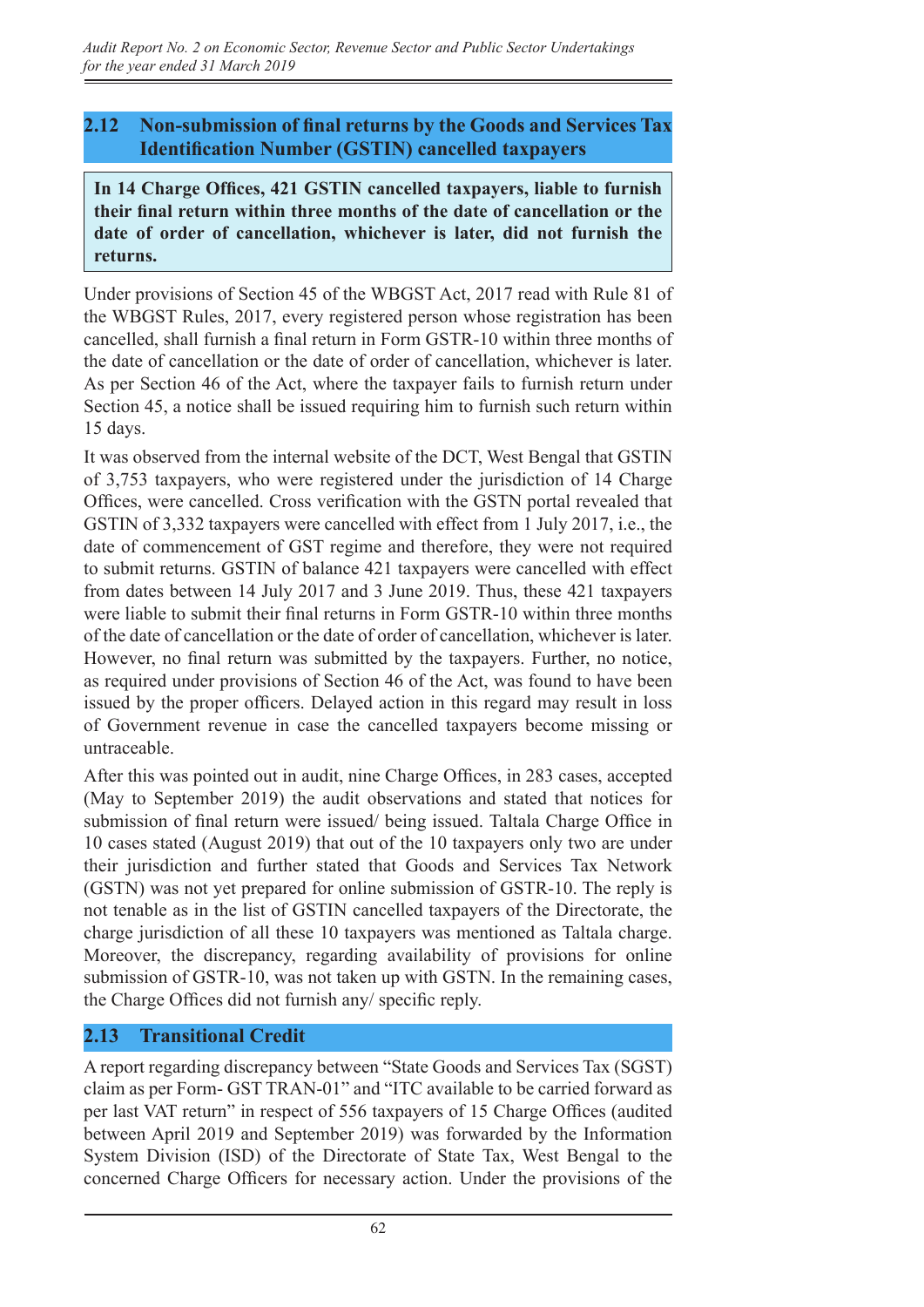## 2.12 Non-submission of final returns by the Goods and Services Tax Identification Number (GSTIN) cancelled taxpayers

**In 14 Charge Offices, 421 GSTIN cancelled taxpayers, liable to furnish their final return within three months of the date of cancellation or the date of order of cancellation, whichever is later, did not furnish the returns.**

Under provisions of Section 45 of the WBGST Act, 2017 read with Rule 81 of the WBGST Rules, 2017, every registered person whose registration has been cancelled, shall furnish a final return in Form GSTR-10 within three months of the date of cancellation or the date of order of cancellation, whichever is later. As per Section 46 of the Act, where the taxpayer fails to furnish return under Section 45, a notice shall be issued requiring him to furnish such return within 15 days.

It was observed from the internal website of the DCT, West Bengal that GSTIN of 3,753 taxpayers, who were registered under the jurisdiction of 14 Charge Offices, were cancelled. Cross verification with the GSTN portal revealed that GSTIN of 3,332 taxpayers were cancelled with effect from 1 July 2017, i.e., the date of commencement of GST regime and therefore, they were not required to submit returns. GSTIN of balance 421 taxpayers were cancelled with effect from dates between 14 July 2017 and 3 June 2019. Thus, these 421 taxpayers were liable to submit their final returns in Form GSTR-10 within three months of the date of cancellation or the date of order of cancellation, whichever is later. However, no final return was submitted by the taxpayers. Further, no notice, as required under provisions of Section 46 of the Act, was found to have been issued by the proper officers. Delayed action in this regard may result in loss of Government revenue in case the cancelled taxpayers become missing or untraceable.

After this was pointed out in audit, nine Charge Offices, in 283 cases, accepted (May to September 2019) the audit observations and stated that notices for submission of final return were issued/ being issued. Taltala Charge Office in 10 cases stated (August 2019) that out of the 10 taxpayers only two are under their jurisdiction and further stated that Goods and Services Tax Network (GSTN) was not yet prepared for online submission of GSTR-10. The reply is not tenable as in the list of GSTIN cancelled taxpayers of the Directorate, the charge jurisdiction of all these 10 taxpayers was mentioned as Taltala charge. Moreover, the discrepancy, regarding availability of provisions for online submission of GSTR-10, was not taken up with GSTN. In the remaining cases, the Charge Offices did not furnish any/ specific reply.

## 2.13 Transitional Credit

A report regarding discrepancy between "State Goods and Services Tax (SGST) claim as per Form- GST TRAN-01" and "ITC available to be carried forward as per last VAT return" in respect of 556 taxpayers of 15 Charge Offices (audited between April 2019 and September 2019) was forwarded by the Information System Division (ISD) of the Directorate of State Tax, West Bengal to the concerned Charge Officers for necessary action. Under the provisions of the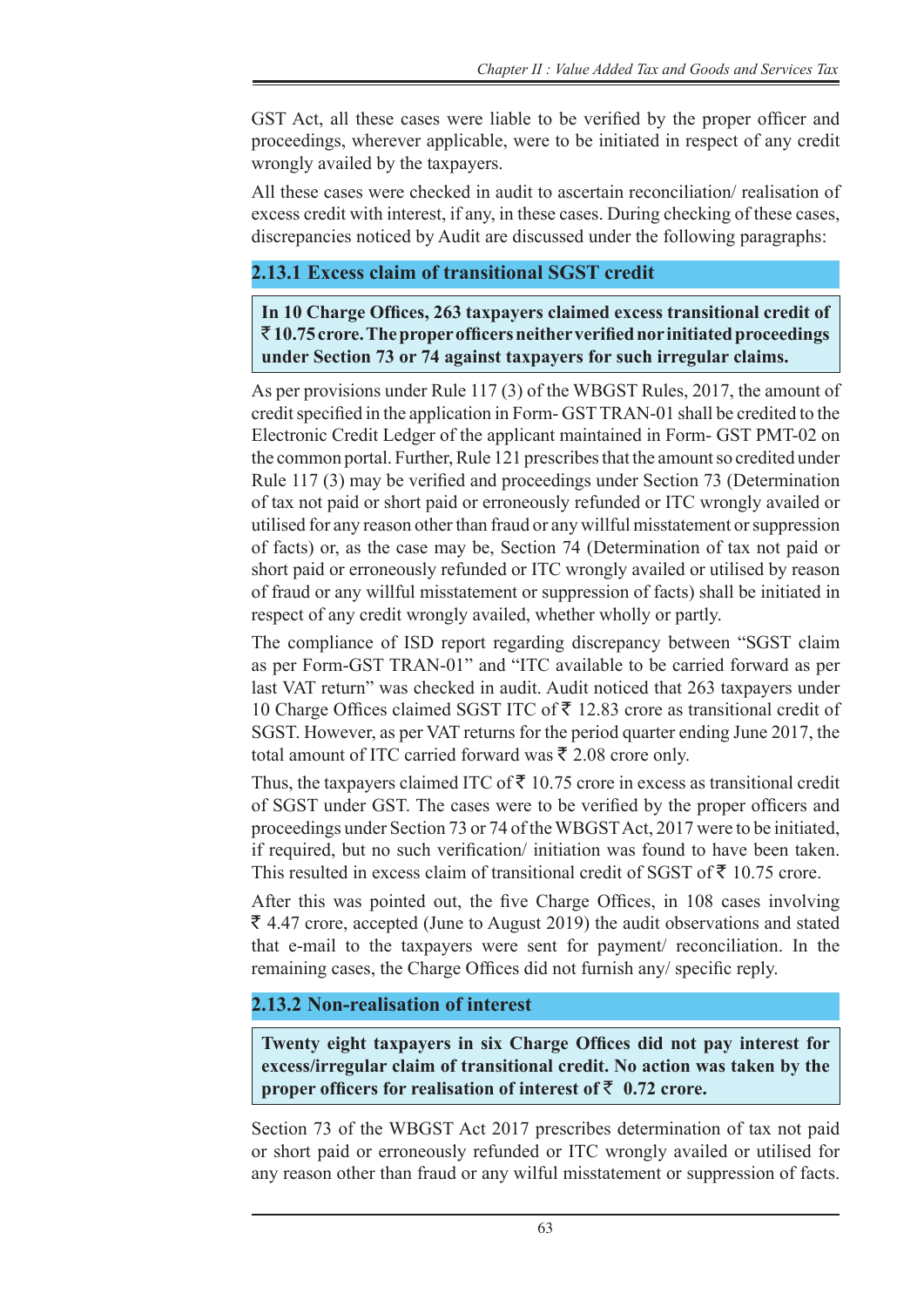GST Act, all these cases were liable to be verified by the proper officer and proceedings, wherever applicable, were to be initiated in respect of any credit wrongly availed by the taxpayers.

All these cases were checked in audit to ascertain reconciliation/ realisation of excess credit with interest, if any, in these cases. During checking of these cases, discrepancies noticed by Audit are discussed under the following paragraphs:

### 2.13.1 Excess claim of transitional SGST credit

**In 10 Charge Offices, 263 taxpayers claimed excess transitional credit of ₹ 10.75 crore. The proper officers neither verified nor initiated proceedings under Section 73 or 74 against taxpayers for such irregular claims.**

As per provisions under Rule 117 (3) of the WBGST Rules, 2017, the amount of credit specified in the application in Form- GST TRAN-01 shall be credited to the Electronic Credit Ledger of the applicant maintained in Form- GST PMT-02 on the common portal. Further, Rule 121 prescribes that the amount so credited under Rule 117 (3) may be verified and proceedings under Section 73 (Determination of tax not paid or short paid or erroneously refunded or ITC wrongly availed or utilised for any reason other than fraud or any willful misstatement or suppression of facts) or, as the case may be, Section 74 (Determination of tax not paid or short paid or erroneously refunded or ITC wrongly availed or utilised by reason of fraud or any willful misstatement or suppression of facts) shall be initiated in respect of any credit wrongly availed, whether wholly or partly.

The compliance of ISD report regarding discrepancy between "SGST claim as per Form-GST TRAN-01" and "ITC available to be carried forward as per last VAT return" was checked in audit. Audit noticed that 263 taxpayers under 10 Charge Offices claimed SGST ITC of ₹ 12.83 crore as transitional credit of SGST. However, as per VAT returns for the period quarter ending June 2017, the total amount of ITC carried forward was ₹ 2.08 crore only.

Thus, the taxpayers claimed ITC of ₹ 10.75 crore in excess as transitional credit of SGST under GST. The cases were to be verified by the proper officers and proceedings under Section 73 or 74 of the WBGST Act, 2017 were to be initiated, if required, but no such verification/ initiation was found to have been taken. This resulted in excess claim of transitional credit of SGST of ₹ 10.75 crore.

After this was pointed out, the five Charge Offices, in 108 cases involving ₹ 4.47 crore, accepted (June to August 2019) the audit observations and stated that e-mail to the taxpayers were sent for payment/ reconciliation. In the remaining cases, the Charge Offices did not furnish any/ specific reply.

### 2.13.2 Non-realisation of interest

**Twenty eight taxpayers in six Charge Offices did not pay interest for excess/irregular claim of transitional credit. No action was taken by the proper officers for realisation of interest of ₹ 0.72 crore.**

Section 73 of the WBGST Act 2017 prescribes determination of tax not paid or short paid or erroneously refunded or ITC wrongly availed or utilised for any reason other than fraud or any wilful misstatement or suppression of facts.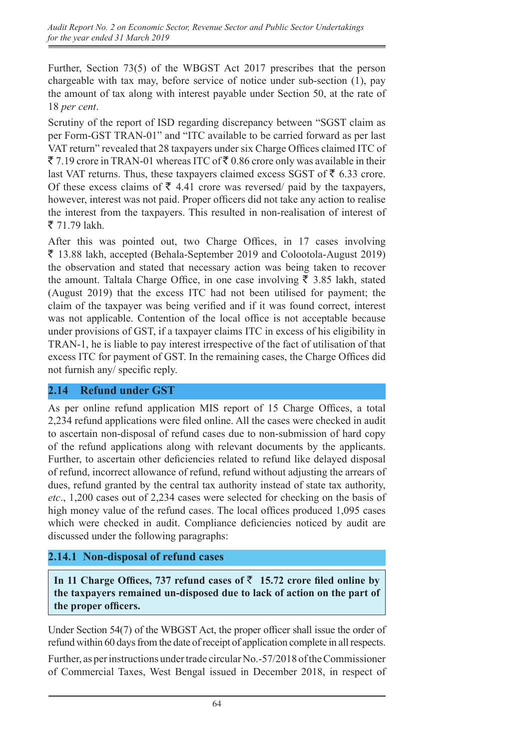Further, Section 73(5) of the WBGST Act 2017 prescribes that the person chargeable with tax may, before service of notice under sub-section (1), pay the amount of tax along with interest payable under Section 50, at the rate of 18 *per cent*.

Scrutiny of the report of ISD regarding discrepancy between "SGST claim as per Form-GST TRAN-01" and "ITC available to be carried forward as per last VAT return" revealed that 28 taxpayers under six Charge Offices claimed ITC of ₹ 7.19 crore in TRAN-01 whereas ITC of ₹ 0.86 crore only was available in their last VAT returns. Thus, these taxpayers claimed excess SGST of ₹ 6.33 crore. Of these excess claims of ₹ 4.41 crore was reversed/ paid by the taxpayers, however, interest was not paid. Proper officers did not take any action to realise the interest from the taxpayers. This resulted in non-realisation of interest of ₹ 71.79 lakh.

After this was pointed out, two Charge Offices, in 17 cases involving ₹ 13.88 lakh, accepted (Behala-September 2019 and Colootola-August 2019) the observation and stated that necessary action was being taken to recover the amount. Taltala Charge Office, in one case involving ₹ 3.85 lakh, stated (August 2019) that the excess ITC had not been utilised for payment; the claim of the taxpayer was being verified and if it was found correct, interest was not applicable. Contention of the local office is not acceptable because under provisions of GST, if a taxpayer claims ITC in excess of his eligibility in TRAN-1, he is liable to pay interest irrespective of the fact of utilisation of that excess ITC for payment of GST. In the remaining cases, the Charge Offices did not furnish any/ specific reply.

## 2.14 Refund under GST

As per online refund application MIS report of 15 Charge Offices, a total 2,234 refund applications were filed online. All the cases were checked in audit to ascertain non-disposal of refund cases due to non-submission of hard copy of the refund applications along with relevant documents by the applicants. Further, to ascertain other deficiencies related to refund like delayed disposal of refund, incorrect allowance of refund, refund without adjusting the arrears of dues, refund granted by the central tax authority instead of state tax authority, *etc*., 1,200 cases out of 2,234 cases were selected for checking on the basis of high money value of the refund cases. The local offices produced 1,095 cases which were checked in audit. Compliance deficiencies noticed by audit are discussed under the following paragraphs:

### 2.14.1 Non-disposal of refund cases

**In 11 Charge Offices, 737 refund cases of ₹ 15.72 crore filed online by the taxpayers remained un-disposed due to lack of action on the part of the proper officers.**

Under Section 54(7) of the WBGST Act, the proper officer shall issue the order of refund within 60 days from the date of receipt of application complete in all respects.

Further, as per instructions under trade circular No.-57/2018 of the Commissioner of Commercial Taxes, West Bengal issued in December 2018, in respect of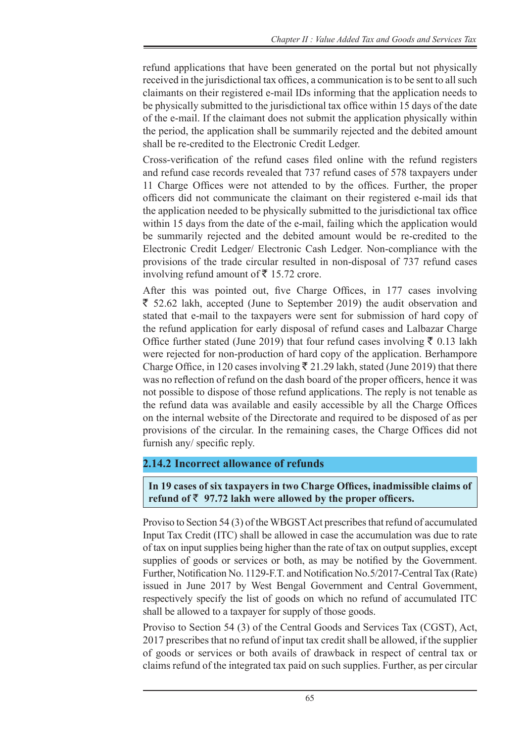refund applications that have been generated on the portal but not physically received in the jurisdictional tax offices, a communication is to be sent to all such claimants on their registered e-mail IDs informing that the application needs to be physically submitted to the jurisdictional tax office within 15 days of the date of the e-mail. If the claimant does not submit the application physically within the period, the application shall be summarily rejected and the debited amount shall be re-credited to the Electronic Credit Ledger.

Cross-verification of the refund cases filed online with the refund registers and refund case records revealed that 737 refund cases of 578 taxpayers under 11 Charge Offices were not attended to by the offices. Further, the proper officers did not communicate the claimant on their registered e-mail ids that the application needed to be physically submitted to the jurisdictional tax office within 15 days from the date of the e-mail, failing which the application would be summarily rejected and the debited amount would be re-credited to the Electronic Credit Ledger/ Electronic Cash Ledger. Non-compliance with the provisions of the trade circular resulted in non-disposal of 737 refund cases involving refund amount of ₹ 15.72 crore.

After this was pointed out, five Charge Offices, in 177 cases involving ₹ 52.62 lakh, accepted (June to September 2019) the audit observation and stated that e-mail to the taxpayers were sent for submission of hard copy of the refund application for early disposal of refund cases and Lalbazar Charge Office further stated (June 2019) that four refund cases involving ₹ 0.13 lakh were rejected for non-production of hard copy of the application. Berhampore Charge Office, in 120 cases involving ₹ 21.29 lakh, stated (June 2019) that there was no reflection of refund on the dash board of the proper officers, hence it was not possible to dispose of those refund applications. The reply is not tenable as the refund data was available and easily accessible by all the Charge Offices on the internal website of the Directorate and required to be disposed of as per provisions of the circular. In the remaining cases, the Charge Offices did not furnish any/ specific reply.

### 2.14.2 Incorrect allowance of refunds

**In 19 cases of six taxpayers in two Charge Offices, inadmissible claims of refund of ₹ 97.72 lakh were allowed by the proper officers.**

Proviso to Section 54 (3) of the WBGST Act prescribes that refund of accumulated Input Tax Credit (ITC) shall be allowed in case the accumulation was due to rate of tax on input supplies being higher than the rate of tax on output supplies, except supplies of goods or services or both, as may be notified by the Government. Further, Notification No. 1129-F.T. and Notification No.5/2017-Central Tax (Rate) issued in June 2017 by West Bengal Government and Central Government, respectively specify the list of goods on which no refund of accumulated ITC shall be allowed to a taxpayer for supply of those goods.

Proviso to Section 54 (3) of the Central Goods and Services Tax (CGST), Act, 2017 prescribes that no refund of input tax credit shall be allowed, if the supplier of goods or services or both avails of drawback in respect of central tax or claims refund of the integrated tax paid on such supplies. Further, as per circular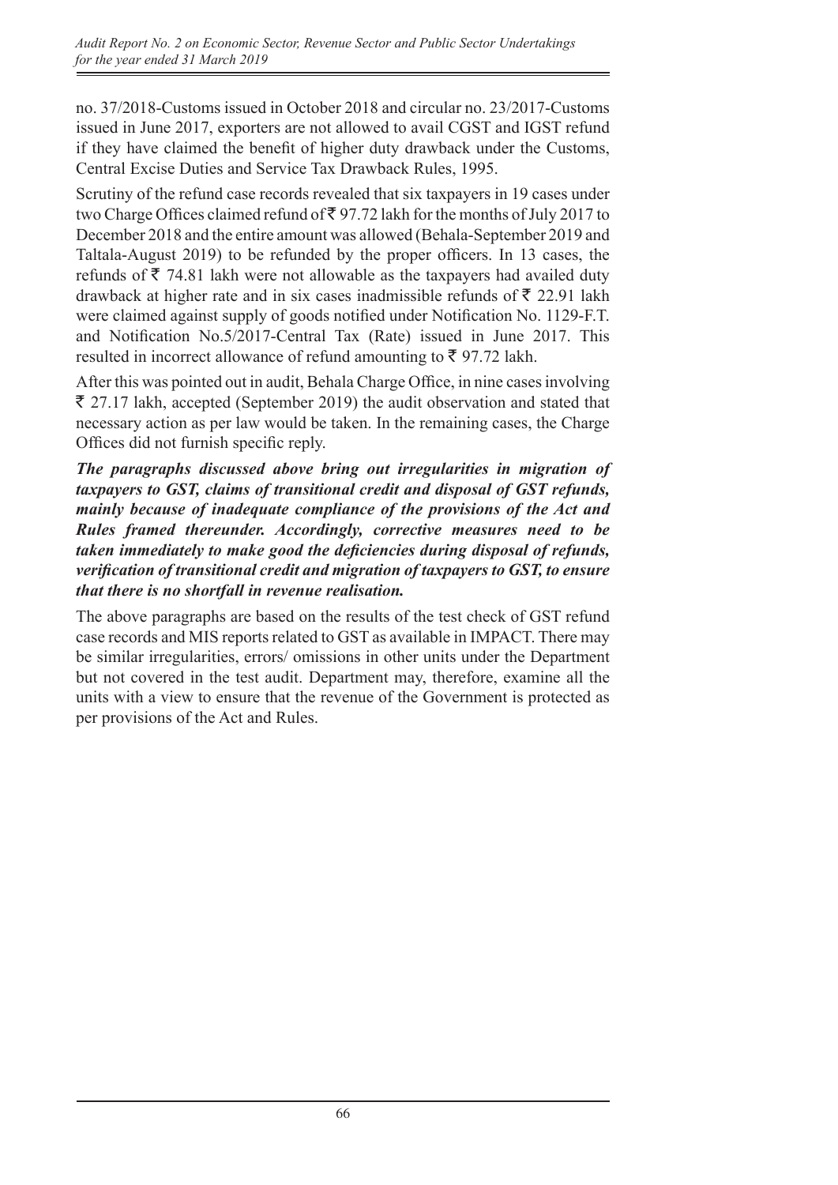no. 37/2018-Customs issued in October 2018 and circular no. 23/2017-Customs issued in June 2017, exporters are not allowed to avail CGST and IGST refund if they have claimed the benefit of higher duty drawback under the Customs, Central Excise Duties and Service Tax Drawback Rules, 1995.

Scrutiny of the refund case records revealed that six taxpayers in 19 cases under two Charge Offices claimed refund of ₹ 97.72 lakh for the months of July 2017 to December 2018 and the entire amount was allowed (Behala-September 2019 and Taltala-August 2019) to be refunded by the proper officers. In 13 cases, the refunds of ₹ 74.81 lakh were not allowable as the taxpayers had availed duty drawback at higher rate and in six cases inadmissible refunds of ₹ 22.91 lakh were claimed against supply of goods notified under Notification No. 1129-F.T. and Notification No.5/2017-Central Tax (Rate) issued in June 2017. This resulted in incorrect allowance of refund amounting to ₹ 97.72 lakh.

After this was pointed out in audit, Behala Charge Office, in nine cases involving ₹ 27.17 lakh, accepted (September 2019) the audit observation and stated that necessary action as per law would be taken. In the remaining cases, the Charge Offices did not furnish specific reply.

***The paragraphs discussed above bring out irregularities in migration of taxpayers to GST, claims of transitional credit and disposal of GST refunds, mainly because of inadequate compliance of the provisions of the Act and Rules framed thereunder. Accordingly, corrective measures need to be taken immediately to make good the deficiencies during disposal of refunds, verification of transitional credit and migration of taxpayers to GST, to ensure that there is no shortfall in revenue realisation.***

The above paragraphs are based on the results of the test check of GST refund case records and MIS reports related to GST as available in IMPACT. There may be similar irregularities, errors/ omissions in other units under the Department but not covered in the test audit. Department may, therefore, examine all the units with a view to ensure that the revenue of the Government is protected as per provisions of the Act and Rules.